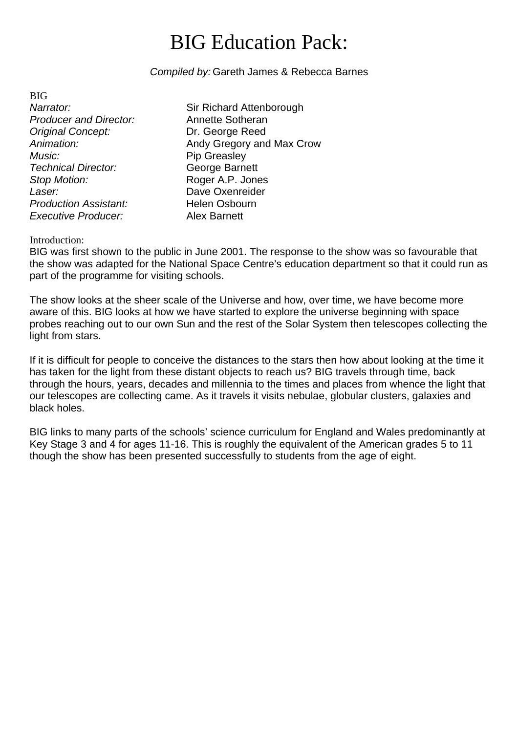# BIG Education Pack:

*Compiled by:* Gareth James & Rebecca Barnes

BIG

| | |
|---|---|
| *Narrator:* | Sir Richard Attenborough |
| *Producer and Director:* | Annette Sotheran |
| *Original Concept:* | Dr. George Reed |
| *Animation:* | Andy Gregory and Max Crow |
| *Music:* | Pip Greasley |
| *Technical Director:* | George Barnett |
| *Stop Motion:* | Roger A.P. Jones |
| *Laser:* | Dave Oxenreider |
| *Production Assistant:* | Helen Osbourn |
| *Executive Producer:* | Alex Barnett |

Introduction:

BIG was first shown to the public in June 2001. The response to the show was so favourable that the show was adapted for the National Space Centre's education department so that it could run as part of the programme for visiting schools.

The show looks at the sheer scale of the Universe and how, over time, we have become more aware of this. BIG looks at how we have started to explore the universe beginning with space probes reaching out to our own Sun and the rest of the Solar System then telescopes collecting the light from stars.

If it is difficult for people to conceive the distances to the stars then how about looking at the time it has taken for the light from these distant objects to reach us? BIG travels through time, back through the hours, years, decades and millennia to the times and places from whence the light that our telescopes are collecting came. As it travels it visits nebulae, globular clusters, galaxies and black holes.

BIG links to many parts of the schools' science curriculum for England and Wales predominantly at Key Stage 3 and 4 for ages 11-16. This is roughly the equivalent of the American grades 5 to 11 though the show has been presented successfully to students from the age of eight.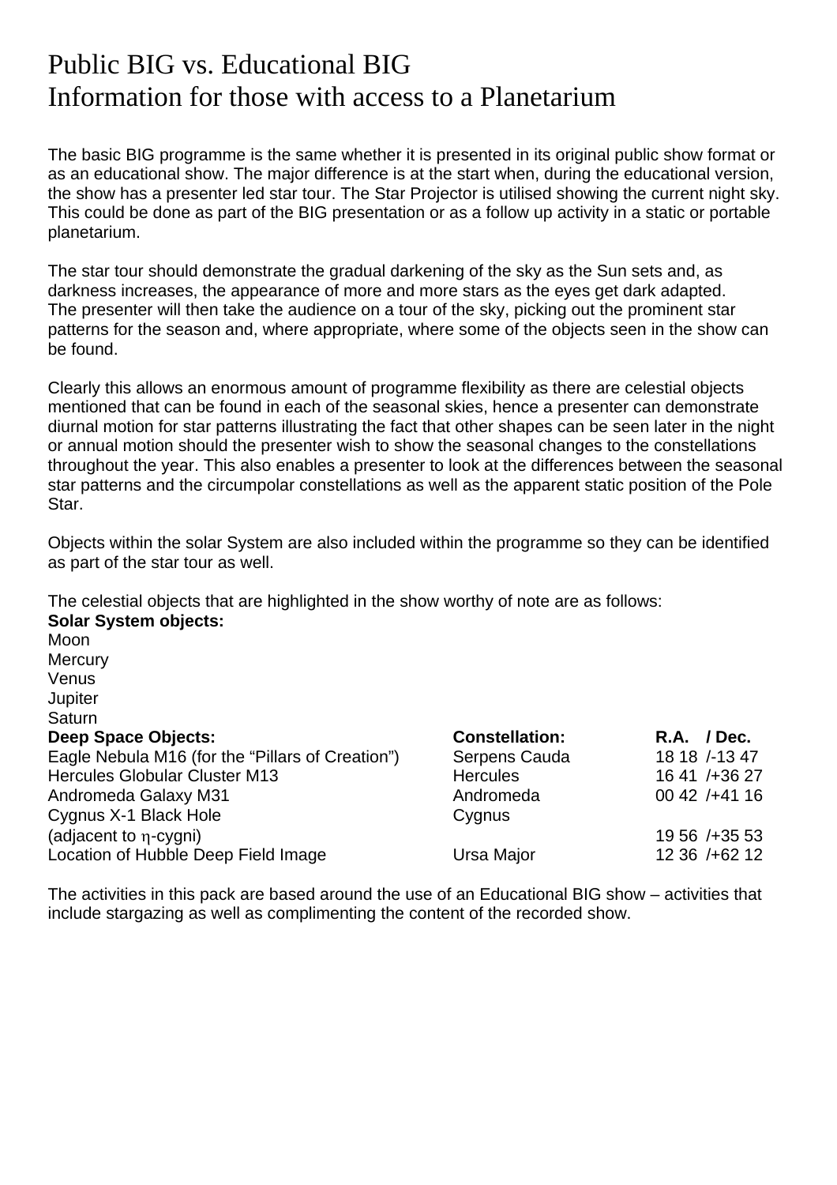# Public BIG vs. Educational BIG
# Information for those with access to a Planetarium

The basic BIG programme is the same whether it is presented in its original public show format or as an educational show. The major difference is at the start when, during the educational version, the show has a presenter led star tour. The Star Projector is utilised showing the current night sky. This could be done as part of the BIG presentation or as a follow up activity in a static or portable planetarium.

The star tour should demonstrate the gradual darkening of the sky as the Sun sets and, as darkness increases, the appearance of more and more stars as the eyes get dark adapted. The presenter will then take the audience on a tour of the sky, picking out the prominent star patterns for the season and, where appropriate, where some of the objects seen in the show can be found.

Clearly this allows an enormous amount of programme flexibility as there are celestial objects mentioned that can be found in each of the seasonal skies, hence a presenter can demonstrate diurnal motion for star patterns illustrating the fact that other shapes can be seen later in the night or annual motion should the presenter wish to show the seasonal changes to the constellations throughout the year. This also enables a presenter to look at the differences between the seasonal star patterns and the circumpolar constellations as well as the apparent static position of the Pole Star.

Objects within the solar System are also included within the programme so they can be identified as part of the star tour as well.

The celestial objects that are highlighted in the show worthy of note are as follows:

**Solar System objects:**

Moon
Mercury
Venus
Jupiter
Saturn

| **Deep Space Objects:** | **Constellation:** | **R.A. / Dec.** |
|---|---|---|
| Eagle Nebula M16 (for the "Pillars of Creation") | Serpens Cauda | 18 18 /-13 47 |
| Hercules Globular Cluster M13 | Hercules | 16 41 /+36 27 |
| Andromeda Galaxy M31 | Andromeda | 00 42 /+41 16 |
| Cygnus X-1 Black Hole (adjacent to η-cygni) | Cygnus | 19 56 /+35 53 |
| Location of Hubble Deep Field Image | Ursa Major | 12 36 /+62 12 |

The activities in this pack are based around the use of an Educational BIG show – activities that include stargazing as well as complimenting the content of the recorded show.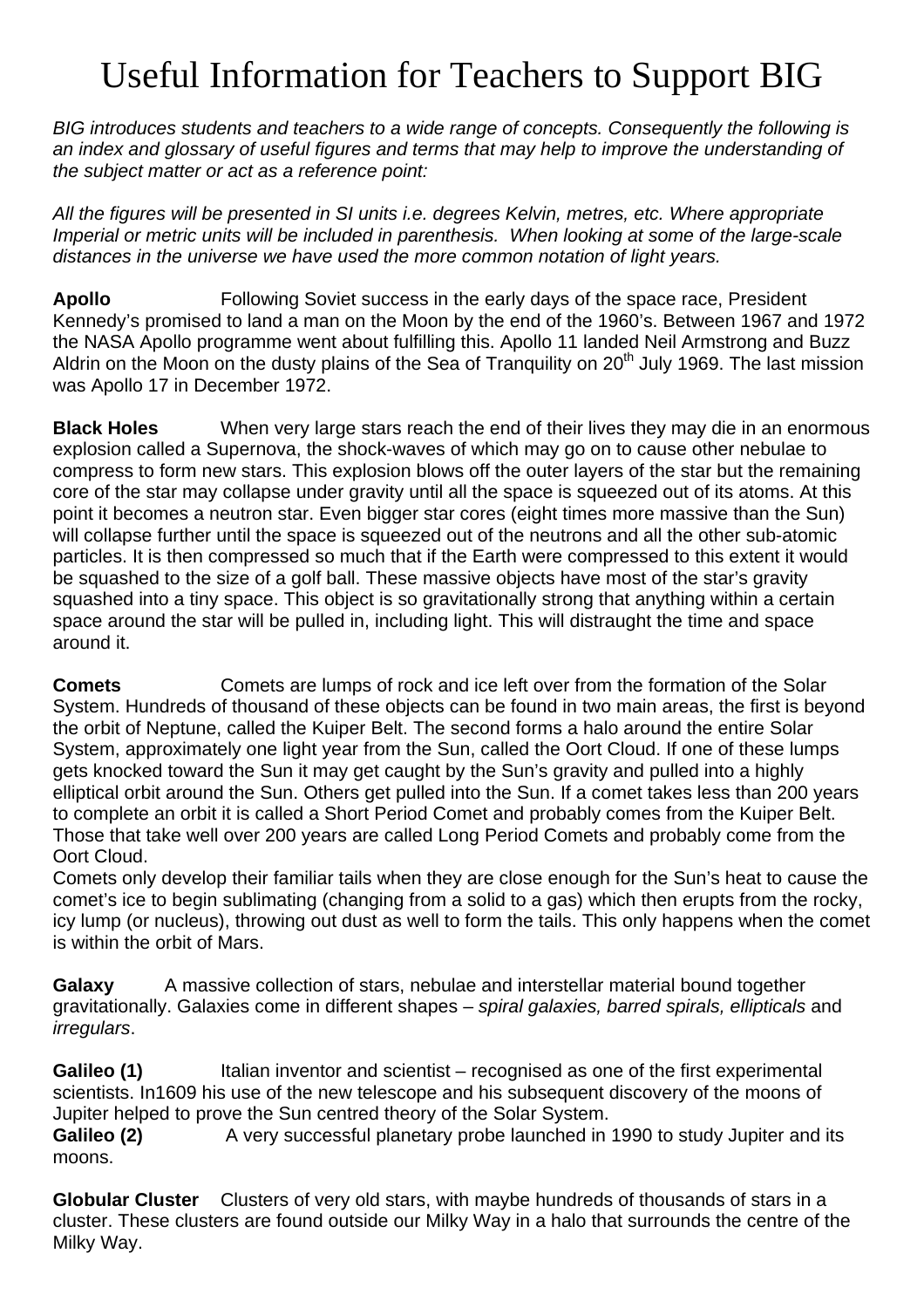# Useful Information for Teachers to Support BIG

*BIG introduces students and teachers to a wide range of concepts. Consequently the following is an index and glossary of useful figures and terms that may help to improve the understanding of the subject matter or act as a reference point:*

*All the figures will be presented in SI units i.e. degrees Kelvin, metres, etc. Where appropriate Imperial or metric units will be included in parenthesis. When looking at some of the large-scale distances in the universe we have used the more common notation of light years.*

**Apollo** Following Soviet success in the early days of the space race, President Kennedy's promised to land a man on the Moon by the end of the 1960's. Between 1967 and 1972 the NASA Apollo programme went about fulfilling this. Apollo 11 landed Neil Armstrong and Buzz Aldrin on the Moon on the dusty plains of the Sea of Tranquility on 20th July 1969. The last mission was Apollo 17 in December 1972.

**Black Holes** When very large stars reach the end of their lives they may die in an enormous explosion called a Supernova, the shock-waves of which may go on to cause other nebulae to compress to form new stars. This explosion blows off the outer layers of the star but the remaining core of the star may collapse under gravity until all the space is squeezed out of its atoms. At this point it becomes a neutron star. Even bigger star cores (eight times more massive than the Sun) will collapse further until the space is squeezed out of the neutrons and all the other sub-atomic particles. It is then compressed so much that if the Earth were compressed to this extent it would be squashed to the size of a golf ball. These massive objects have most of the star's gravity squashed into a tiny space. This object is so gravitationally strong that anything within a certain space around the star will be pulled in, including light. This will distraught the time and space around it.

**Comets** Comets are lumps of rock and ice left over from the formation of the Solar System. Hundreds of thousand of these objects can be found in two main areas, the first is beyond the orbit of Neptune, called the Kuiper Belt. The second forms a halo around the entire Solar System, approximately one light year from the Sun, called the Oort Cloud. If one of these lumps gets knocked toward the Sun it may get caught by the Sun's gravity and pulled into a highly elliptical orbit around the Sun. Others get pulled into the Sun. If a comet takes less than 200 years to complete an orbit it is called a Short Period Comet and probably comes from the Kuiper Belt. Those that take well over 200 years are called Long Period Comets and probably come from the Oort Cloud.
Comets only develop their familiar tails when they are close enough for the Sun's heat to cause the comet's ice to begin sublimating (changing from a solid to a gas) which then erupts from the rocky, icy lump (or nucleus), throwing out dust as well to form the tails. This only happens when the comet is within the orbit of Mars.

**Galaxy** A massive collection of stars, nebulae and interstellar material bound together gravitationally. Galaxies come in different shapes – *spiral galaxies, barred spirals, ellipticals* and *irregulars*.

**Galileo (1)** Italian inventor and scientist – recognised as one of the first experimental scientists. In1609 his use of the new telescope and his subsequent discovery of the moons of Jupiter helped to prove the Sun centred theory of the Solar System.
**Galileo (2)** A very successful planetary probe launched in 1990 to study Jupiter and its moons.

**Globular Cluster** Clusters of very old stars, with maybe hundreds of thousands of stars in a cluster. These clusters are found outside our Milky Way in a halo that surrounds the centre of the Milky Way.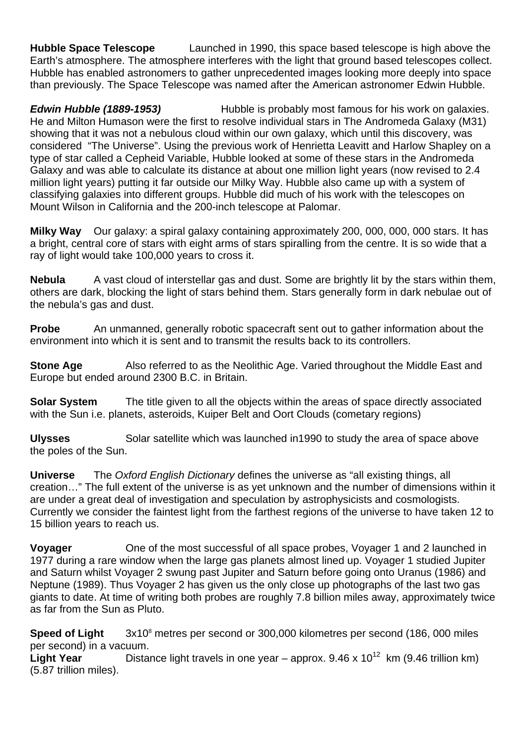**Hubble Space Telescope** Launched in 1990, this space based telescope is high above the Earth's atmosphere. The atmosphere interferes with the light that ground based telescopes collect. Hubble has enabled astronomers to gather unprecedented images looking more deeply into space than previously. The Space Telescope was named after the American astronomer Edwin Hubble.

***Edwin Hubble (1889-1953)*** Hubble is probably most famous for his work on galaxies. He and Milton Humason were the first to resolve individual stars in The Andromeda Galaxy (M31) showing that it was not a nebulous cloud within our own galaxy, which until this discovery, was considered "The Universe". Using the previous work of Henrietta Leavitt and Harlow Shapley on a type of star called a Cepheid Variable, Hubble looked at some of these stars in the Andromeda Galaxy and was able to calculate its distance at about one million light years (now revised to 2.4 million light years) putting it far outside our Milky Way. Hubble also came up with a system of classifying galaxies into different groups. Hubble did much of his work with the telescopes on Mount Wilson in California and the 200-inch telescope at Palomar.

**Milky Way** Our galaxy: a spiral galaxy containing approximately 200, 000, 000, 000 stars. It has a bright, central core of stars with eight arms of stars spiralling from the centre. It is so wide that a ray of light would take 100,000 years to cross it.

**Nebula** A vast cloud of interstellar gas and dust. Some are brightly lit by the stars within them, others are dark, blocking the light of stars behind them. Stars generally form in dark nebulae out of the nebula's gas and dust.

**Probe** An unmanned, generally robotic spacecraft sent out to gather information about the environment into which it is sent and to transmit the results back to its controllers.

**Stone Age** Also referred to as the Neolithic Age. Varied throughout the Middle East and Europe but ended around 2300 B.C. in Britain.

**Solar System** The title given to all the objects within the areas of space directly associated with the Sun i.e. planets, asteroids, Kuiper Belt and Oort Clouds (cometary regions)

**Ulysses** Solar satellite which was launched in1990 to study the area of space above the poles of the Sun.

**Universe** The *Oxford English Dictionary* defines the universe as "all existing things, all creation…" The full extent of the universe is as yet unknown and the number of dimensions within it are under a great deal of investigation and speculation by astrophysicists and cosmologists. Currently we consider the faintest light from the farthest regions of the universe to have taken 12 to 15 billion years to reach us.

**Voyager** One of the most successful of all space probes, Voyager 1 and 2 launched in 1977 during a rare window when the large gas planets almost lined up. Voyager 1 studied Jupiter and Saturn whilst Voyager 2 swung past Jupiter and Saturn before going onto Uranus (1986) and Neptune (1989). Thus Voyager 2 has given us the only close up photographs of the last two gas giants to date. At time of writing both probes are roughly 7.8 billion miles away, approximately twice as far from the Sun as Pluto.

**Speed of Light** $3 \times 10^8$ metres per second or 300,000 kilometres per second (186, 000 miles per second) in a vacuum.

**Light Year** Distance light travels in one year – approx. $9.46 \times 10^{12}$ km (9.46 trillion km) (5.87 trillion miles).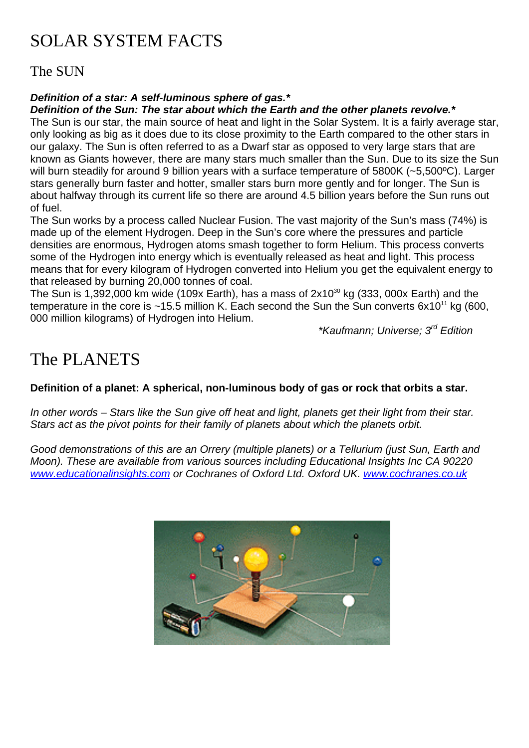# SOLAR SYSTEM FACTS

## The SUN

***Definition of a star: A self-luminous sphere of gas.****
***Definition of the Sun: The star about which the Earth and the other planets revolve.****

The Sun is our star, the main source of heat and light in the Solar System. It is a fairly average star, only looking as big as it does due to its close proximity to the Earth compared to the other stars in our galaxy. The Sun is often referred to as a Dwarf star as opposed to very large stars that are known as Giants however, there are many stars much smaller than the Sun. Due to its size the Sun will burn steadily for around 9 billion years with a surface temperature of 5800K (~5,500ºC). Larger stars generally burn faster and hotter, smaller stars burn more gently and for longer. The Sun is about halfway through its current life so there are around 4.5 billion years before the Sun runs out of fuel.

The Sun works by a process called Nuclear Fusion. The vast majority of the Sun's mass (74%) is made up of the element Hydrogen. Deep in the Sun's core where the pressures and particle densities are enormous, Hydrogen atoms smash together to form Helium. This process converts some of the Hydrogen into energy which is eventually released as heat and light. This process means that for every kilogram of Hydrogen converted into Helium you get the equivalent energy to that released by burning 20,000 tonnes of coal.

The Sun is 1,392,000 km wide (109x Earth), has a mass of $2x10^{30}$ kg (333, 000x Earth) and the temperature in the core is ~15.5 million K. Each second the Sun the Sun converts $6x10^{11}$ kg (600, 000 million kilograms) of Hydrogen into Helium.

*\*Kaufmann; Universe; 3rd Edition*

# The PLANETS

**Definition of a planet: A spherical, non-luminous body of gas or rock that orbits a star.**

*In other words – Stars like the Sun give off heat and light, planets get their light from their star. Stars act as the pivot points for their family of planets about which the planets orbit.*

*Good demonstrations of this are an Orrery (multiple planets) or a Tellurium (just Sun, Earth and Moon). These are available from various sources including Educational Insights Inc CA 90220 [www.educationalinsights.com](http://www.educationalinsights.com) or Cochranes of Oxford Ltd. Oxford UK. [www.cochranes.co.uk](http://www.cochranes.co.uk)*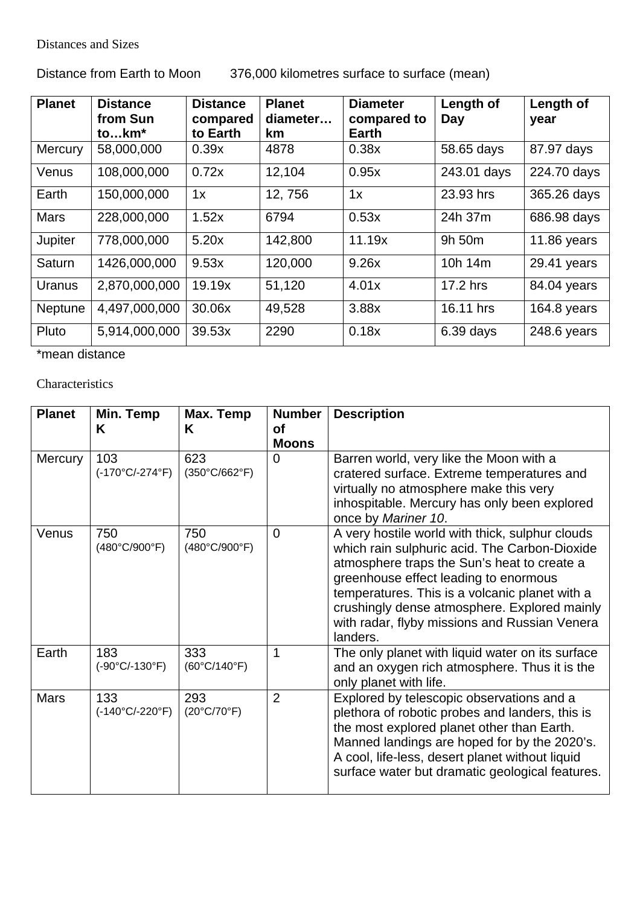Distances and Sizes

Distance from Earth to Moon 376,000 kilometres surface to surface (mean)

| Planet | Distance from Sun to…km* | Distance compared to Earth | Planet diameter… km | Diameter compared to Earth | Length of Day | Length of year |
|---|---|---|---|---|---|---|
| Mercury | 58,000,000 | 0.39x | 4878 | 0.38x | 58.65 days | 87.97 days |
| Venus | 108,000,000 | 0.72x | 12,104 | 0.95x | 243.01 days | 224.70 days |
| Earth | 150,000,000 | 1x | 12, 756 | 1x | 23.93 hrs | 365.26 days |
| Mars | 228,000,000 | 1.52x | 6794 | 0.53x | 24h 37m | 686.98 days |
| Jupiter | 778,000,000 | 5.20x | 142,800 | 11.19x | 9h 50m | 11.86 years |
| Saturn | 1426,000,000 | 9.53x | 120,000 | 9.26x | 10h 14m | 29.41 years |
| Uranus | 2,870,000,000 | 19.19x | 51,120 | 4.01x | 17.2 hrs | 84.04 years |
| Neptune | 4,497,000,000 | 30.06x | 49,528 | 3.88x | 16.11 hrs | 164.8 years |
| Pluto | 5,914,000,000 | 39.53x | 2290 | 0.18x | 6.39 days | 248.6 years |

*mean distance

Characteristics

| Planet | Min. Temp K | Max. Temp K | Number of Moons | Description |
|---|---|---|---|---|
| Mercury | 103 (-170°C/-274°F) | 623 (350°C/662°F) | 0 | Barren world, very like the Moon with a cratered surface. Extreme temperatures and virtually no atmosphere make this very inhospitable. Mercury has only been explored once by *Mariner 10*. |
| Venus | 750 (480°C/900°F) | 750 (480°C/900°F) | 0 | A very hostile world with thick, sulphur clouds which rain sulphuric acid. The Carbon-Dioxide atmosphere traps the Sun's heat to create a greenhouse effect leading to enormous temperatures. This is a volcanic planet with a crushingly dense atmosphere. Explored mainly with radar, flyby missions and Russian Venera landers. |
| Earth | 183 (-90°C/-130°F) | 333 (60°C/140°F) | 1 | The only planet with liquid water on its surface and an oxygen rich atmosphere. Thus it is the only planet with life. |
| Mars | 133 (-140°C/-220°F) | 293 (20°C/70°F) | 2 | Explored by telescopic observations and a plethora of robotic probes and landers, this is the most explored planet other than Earth. Manned landings are hoped for by the 2020's. A cool, life-less, desert planet without liquid surface water but dramatic geological features. |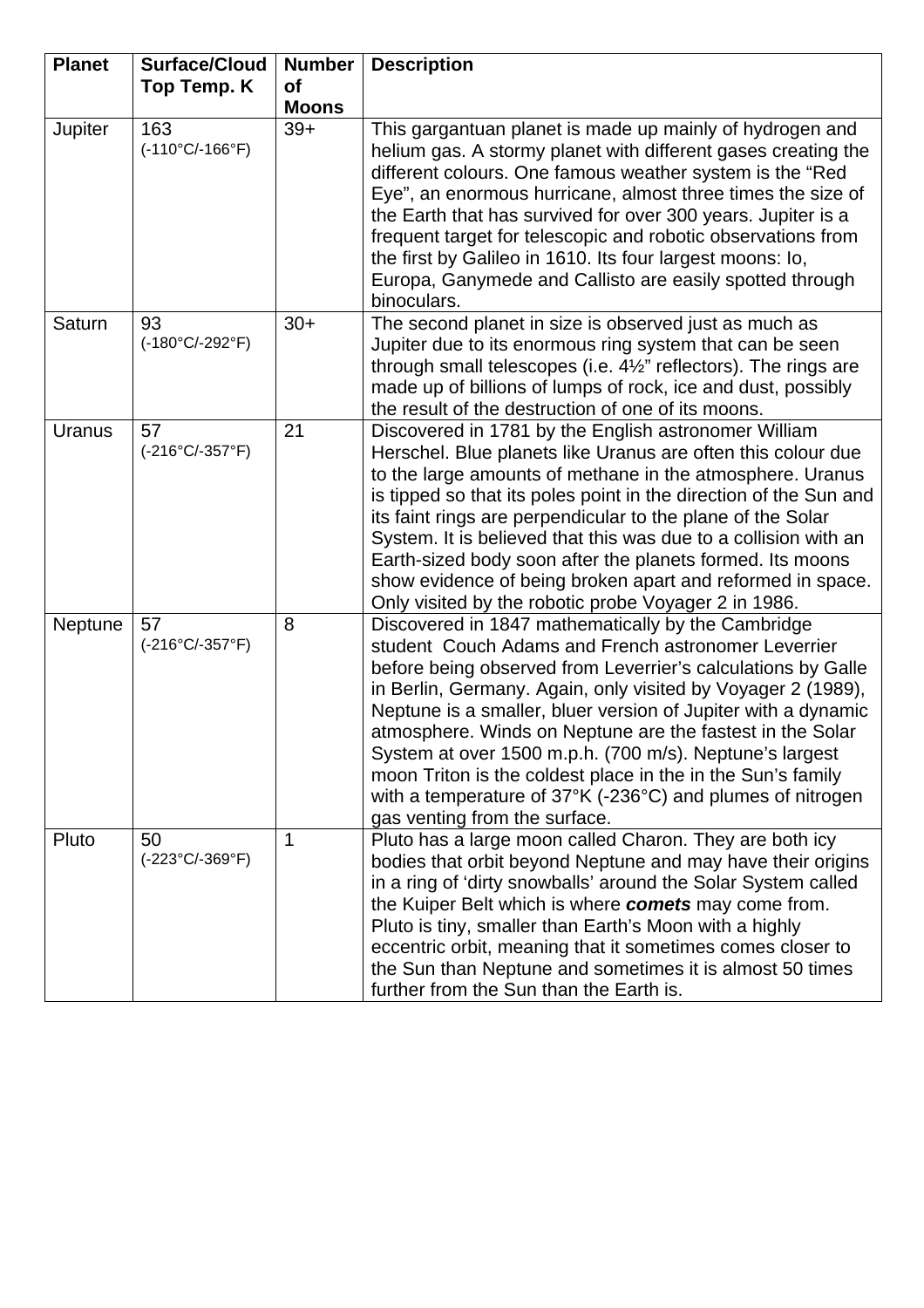| Planet | Surface/Cloud Top Temp. K | Number of Moons | Description |
|---|---|---|---|
| Jupiter | 163 (-110°C/-166°F) | 39+ | This gargantuan planet is made up mainly of hydrogen and helium gas. A stormy planet with different gases creating the different colours. One famous weather system is the "Red Eye", an enormous hurricane, almost three times the size of the Earth that has survived for over 300 years. Jupiter is a frequent target for telescopic and robotic observations from the first by Galileo in 1610. Its four largest moons: Io, Europa, Ganymede and Callisto are easily spotted through binoculars. |
| Saturn | 93 (-180°C/-292°F) | 30+ | The second planet in size is observed just as much as Jupiter due to its enormous ring system that can be seen through small telescopes (i.e. 4½" reflectors). The rings are made up of billions of lumps of rock, ice and dust, possibly the result of the destruction of one of its moons. |
| Uranus | 57 (-216°C/-357°F) | 21 | Discovered in 1781 by the English astronomer William Herschel. Blue planets like Uranus are often this colour due to the large amounts of methane in the atmosphere. Uranus is tipped so that its poles point in the direction of the Sun and its faint rings are perpendicular to the plane of the Solar System. It is believed that this was due to a collision with an Earth-sized body soon after the planets formed. Its moons show evidence of being broken apart and reformed in space. Only visited by the robotic probe Voyager 2 in 1986. |
| Neptune | 57 (-216°C/-357°F) | 8 | Discovered in 1847 mathematically by the Cambridge student Couch Adams and French astronomer Leverrier before being observed from Leverrier's calculations by Galle in Berlin, Germany. Again, only visited by Voyager 2 (1989), Neptune is a smaller, bluer version of Jupiter with a dynamic atmosphere. Winds on Neptune are the fastest in the Solar System at over 1500 m.p.h. (700 m/s). Neptune's largest moon Triton is the coldest place in the in the Sun's family with a temperature of 37°K (-236°C) and plumes of nitrogen gas venting from the surface. |
| Pluto | 50 (-223°C/-369°F) | 1 | Pluto has a large moon called Charon. They are both icy bodies that orbit beyond Neptune and may have their origins in a ring of 'dirty snowballs' around the Solar System called the Kuiper Belt which is where ***comets*** may come from. Pluto is tiny, smaller than Earth's Moon with a highly eccentric orbit, meaning that it sometimes comes closer to the Sun than Neptune and sometimes it is almost 50 times further from the Sun than the Earth is. |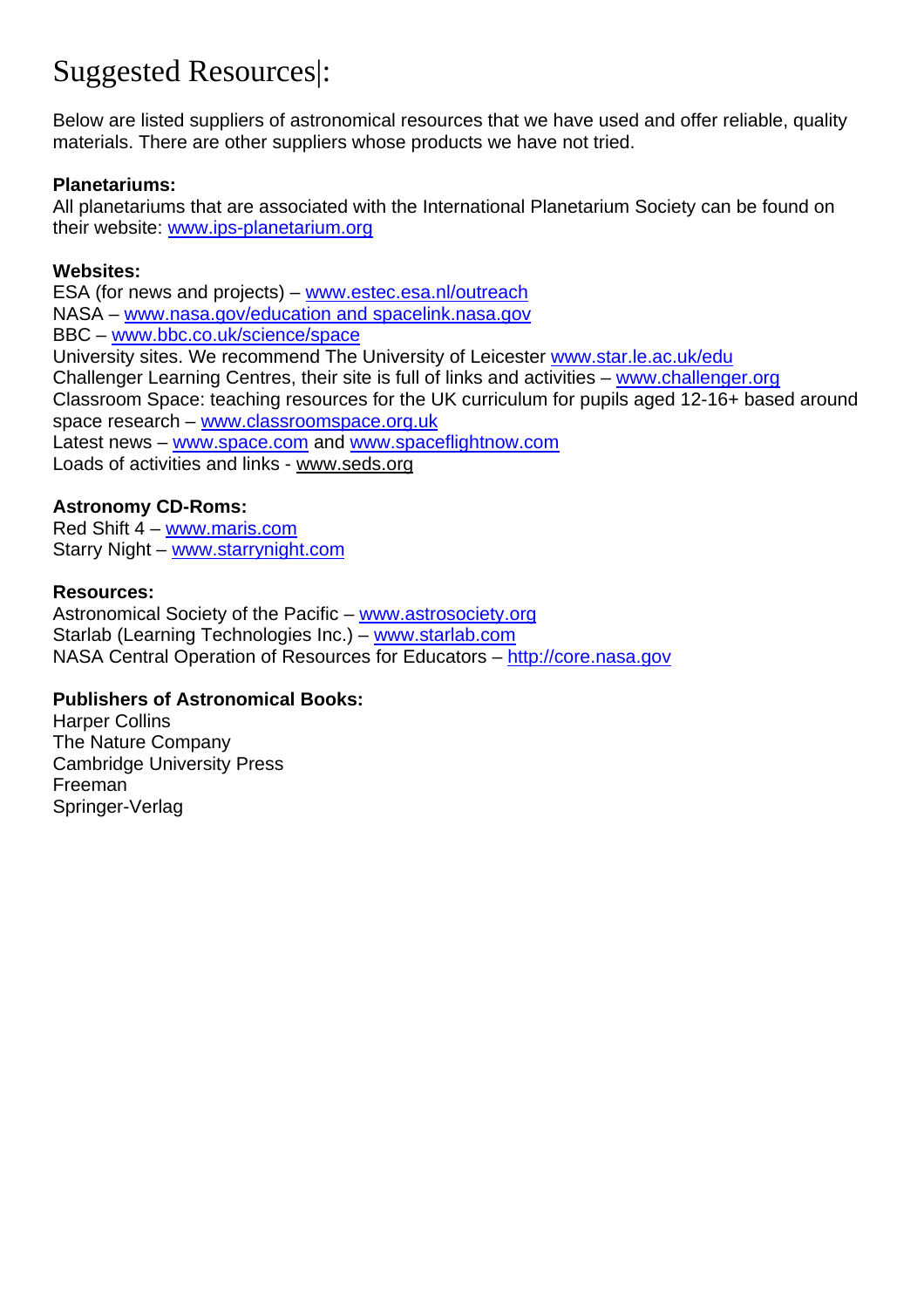# Suggested Resources|:

Below are listed suppliers of astronomical resources that we have used and offer reliable, quality materials. There are other suppliers whose products we have not tried.

**Planetariums:**
All planetariums that are associated with the International Planetarium Society can be found on their website: www.ips-planetarium.org

**Websites:**
ESA (for news and projects) – www.estec.esa.nl/outreach
NASA – www.nasa.gov/education and spacelink.nasa.gov
BBC – www.bbc.co.uk/science/space
University sites. We recommend The University of Leicester www.star.le.ac.uk/edu
Challenger Learning Centres, their site is full of links and activities – www.challenger.org
Classroom Space: teaching resources for the UK curriculum for pupils aged 12-16+ based around space research – www.classroomspace.org.uk
Latest news – www.space.com and www.spaceflightnow.com
Loads of activities and links - www.seds.org

**Astronomy CD-Roms:**
Red Shift 4 – www.maris.com
Starry Night – www.starrynight.com

**Resources:**
Astronomical Society of the Pacific – www.astrosociety.org
Starlab (Learning Technologies Inc.) – www.starlab.com
NASA Central Operation of Resources for Educators – http://core.nasa.gov

**Publishers of Astronomical Books:**
Harper Collins
The Nature Company
Cambridge University Press
Freeman
Springer-Verlag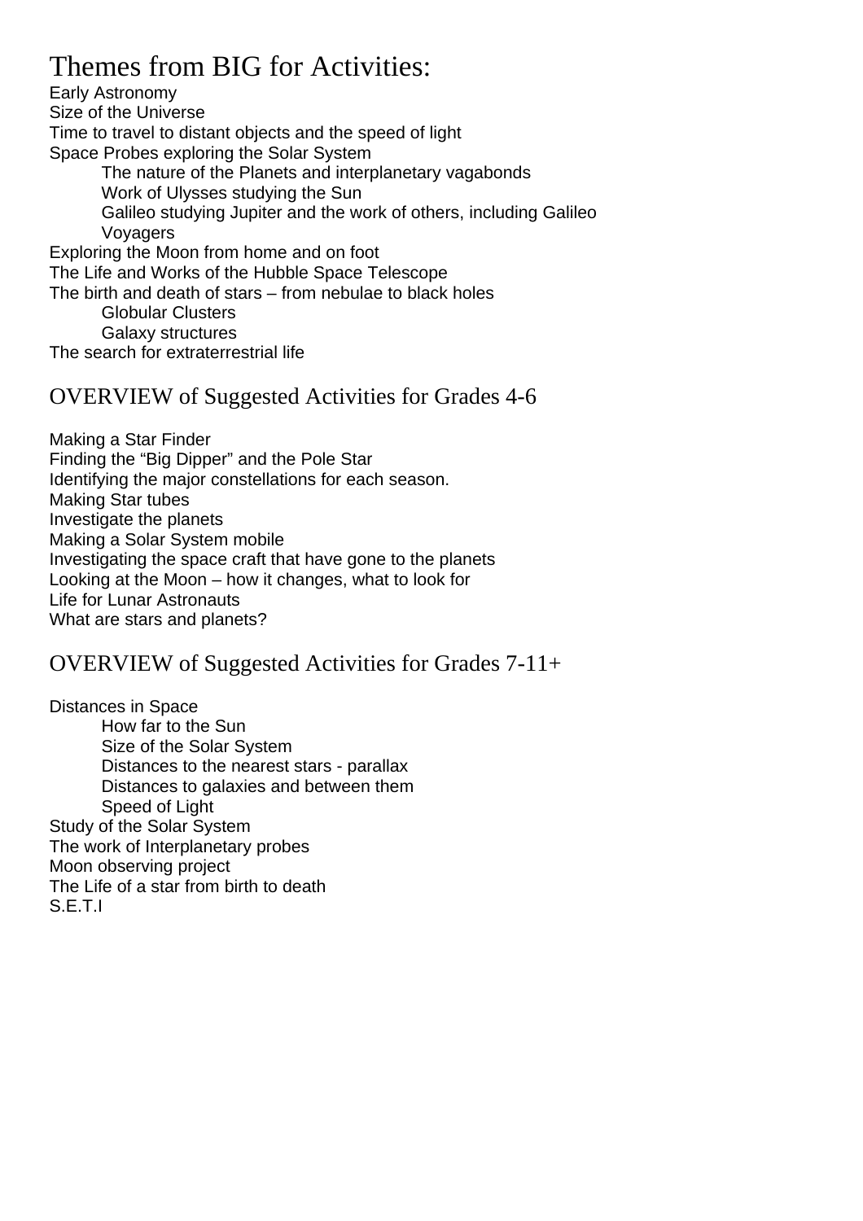# Themes from BIG for Activities:

Early Astronomy
Size of the Universe
Time to travel to distant objects and the speed of light
Space Probes exploring the Solar System
- The nature of the Planets and interplanetary vagabonds
- Work of Ulysses studying the Sun
- Galileo studying Jupiter and the work of others, including Galileo
- Voyagers

Exploring the Moon from home and on foot
The Life and Works of the Hubble Space Telescope
The birth and death of stars – from nebulae to black holes
- Globular Clusters
- Galaxy structures

The search for extraterrestrial life

## OVERVIEW of Suggested Activities for Grades 4-6

Making a Star Finder
Finding the "Big Dipper" and the Pole Star
Identifying the major constellations for each season.
Making Star tubes
Investigate the planets
Making a Solar System mobile
Investigating the space craft that have gone to the planets
Looking at the Moon – how it changes, what to look for
Life for Lunar Astronauts
What are stars and planets?

## OVERVIEW of Suggested Activities for Grades 7-11+

Distances in Space
- How far to the Sun
- Size of the Solar System
- Distances to the nearest stars - parallax
- Distances to galaxies and between them
- Speed of Light

Study of the Solar System
The work of Interplanetary probes
Moon observing project
The Life of a star from birth to death
S.E.T.I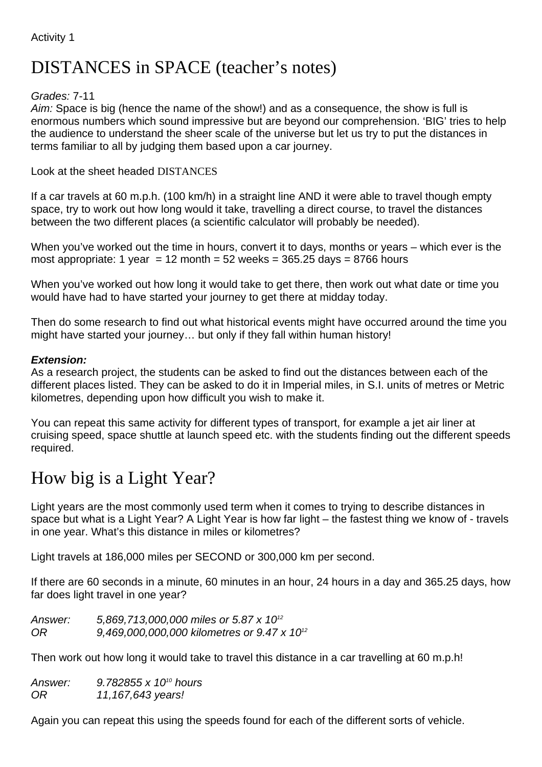Activity 1

# DISTANCES in SPACE (teacher's notes)

*Grades:* 7-11
*Aim:* Space is big (hence the name of the show!) and as a consequence, the show is full is enormous numbers which sound impressive but are beyond our comprehension. 'BIG' tries to help the audience to understand the sheer scale of the universe but let us try to put the distances in terms familiar to all by judging them based upon a car journey.

Look at the sheet headed DISTANCES

If a car travels at 60 m.p.h. (100 km/h) in a straight line AND it were able to travel though empty space, try to work out how long would it take, travelling a direct course, to travel the distances between the two different places (a scientific calculator will probably be needed).

When you've worked out the time in hours, convert it to days, months or years – which ever is the most appropriate: 1 year = 12 month = 52 weeks = 365.25 days = 8766 hours

When you've worked out how long it would take to get there, then work out what date or time you would have had to have started your journey to get there at midday today.

Then do some research to find out what historical events might have occurred around the time you might have started your journey… but only if they fall within human history!

***Extension:***
As a research project, the students can be asked to find out the distances between each of the different places listed. They can be asked to do it in Imperial miles, in S.I. units of metres or Metric kilometres, depending upon how difficult you wish to make it.

You can repeat this same activity for different types of transport, for example a jet air liner at cruising speed, space shuttle at launch speed etc. with the students finding out the different speeds required.

# How big is a Light Year?

Light years are the most commonly used term when it comes to trying to describe distances in space but what is a Light Year? A Light Year is how far light – the fastest thing we know of - travels in one year. What's this distance in miles or kilometres?

Light travels at 186,000 miles per SECOND or 300,000 km per second.

If there are 60 seconds in a minute, 60 minutes in an hour, 24 hours in a day and 365.25 days, how far does light travel in one year?

*Answer:* *5,869,713,000,000 miles or* $5.87 \times 10^{12}$
*OR* *9,469,000,000,000 kilometres or* $9.47 \times 10^{12}$

Then work out how long it would take to travel this distance in a car travelling at 60 m.p.h!

*Answer:* $9.782855 \times 10^{10}$ *hours*
*OR* *11,167,643 years!*

Again you can repeat this using the speeds found for each of the different sorts of vehicle.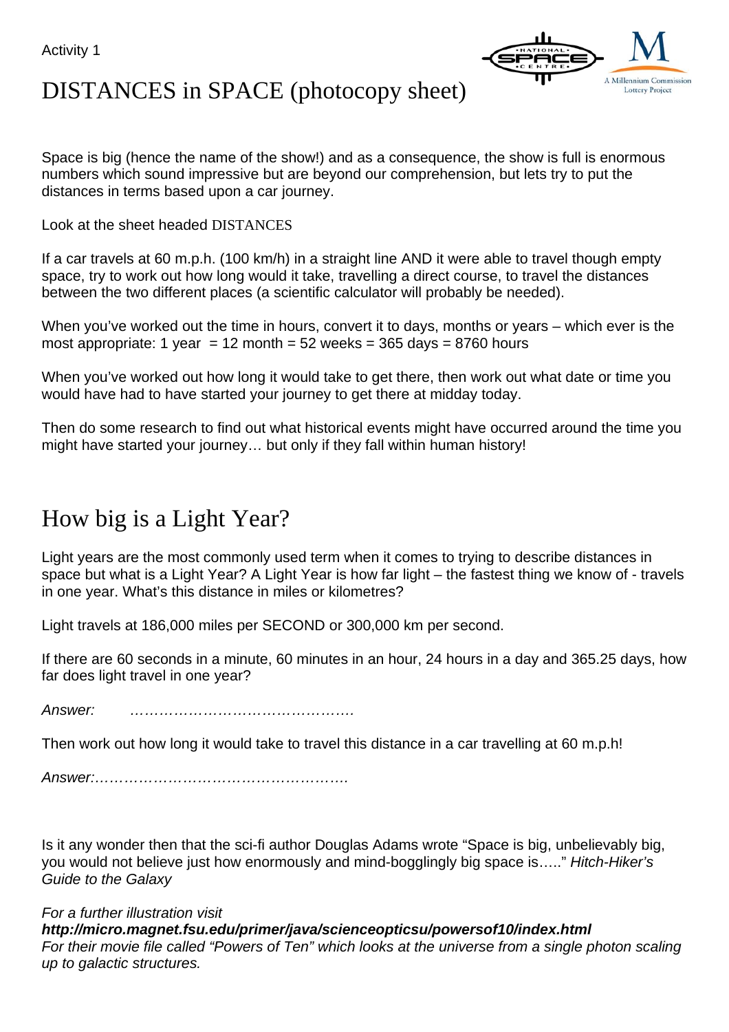Activity 1

# DISTANCES in SPACE (photocopy sheet)

Space is big (hence the name of the show!) and as a consequence, the show is full is enormous numbers which sound impressive but are beyond our comprehension, but lets try to put the distances in terms based upon a car journey.

Look at the sheet headed DISTANCES

If a car travels at 60 m.p.h. (100 km/h) in a straight line AND it were able to travel though empty space, try to work out how long would it take, travelling a direct course, to travel the distances between the two different places (a scientific calculator will probably be needed).

When you've worked out the time in hours, convert it to days, months or years – which ever is the most appropriate: 1 year = 12 month = 52 weeks = 365 days = 8760 hours

When you've worked out how long it would take to get there, then work out what date or time you would have had to have started your journey to get there at midday today.

Then do some research to find out what historical events might have occurred around the time you might have started your journey… but only if they fall within human history!

# How big is a Light Year?

Light years are the most commonly used term when it comes to trying to describe distances in space but what is a Light Year? A Light Year is how far light – the fastest thing we know of - travels in one year. What's this distance in miles or kilometres?

Light travels at 186,000 miles per SECOND or 300,000 km per second.

If there are 60 seconds in a minute, 60 minutes in an hour, 24 hours in a day and 365.25 days, how far does light travel in one year?

*Answer:* ……………………………………….

Then work out how long it would take to travel this distance in a car travelling at 60 m.p.h!

*Answer:*……………………………………………….

Is it any wonder then that the sci-fi author Douglas Adams wrote "Space is big, unbelievably big, you would not believe just how enormously and mind-bogglingly big space is….." *Hitch-Hiker's Guide to the Galaxy*

*For a further illustration visit*
***http://micro.magnet.fsu.edu/primer/java/scienceopticsu/powersof10/index.html***
*For their movie file called "Powers of Ten" which looks at the universe from a single photon scaling up to galactic structures.*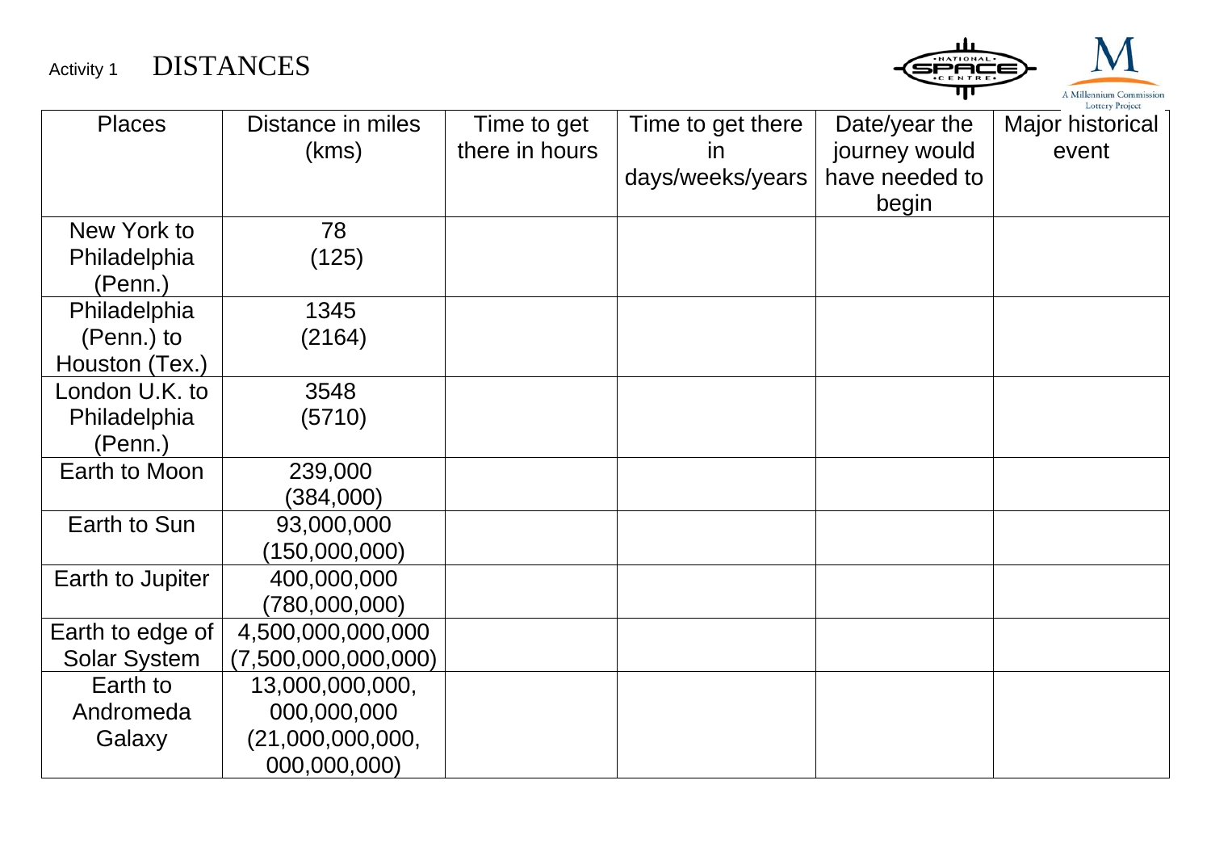Activity 1 **DISTANCES**

| Places | Distance in miles (kms) | Time to get there in hours | Time to get there in days/weeks/years | Date/year the journey would have needed to begin | Major historical event |
| --- | --- | --- | --- | --- | --- |
| New York to Philadelphia (Penn.) | 78 (125) | | | | |
| Philadelphia (Penn.) to Houston (Tex.) | 1345 (2164) | | | | |
| London U.K. to Philadelphia (Penn.) | 3548 (5710) | | | | |
| Earth to Moon | 239,000 (384,000) | | | | |
| Earth to Sun | 93,000,000 (150,000,000) | | | | |
| Earth to Jupiter | 400,000,000 (780,000,000) | | | | |
| Earth to edge of Solar System | 4,500,000,000,000 (7,500,000,000,000) | | | | |
| Earth to Andromeda Galaxy | 13,000,000,000, 000,000,000 (21,000,000,000, 000,000,000) | | | | |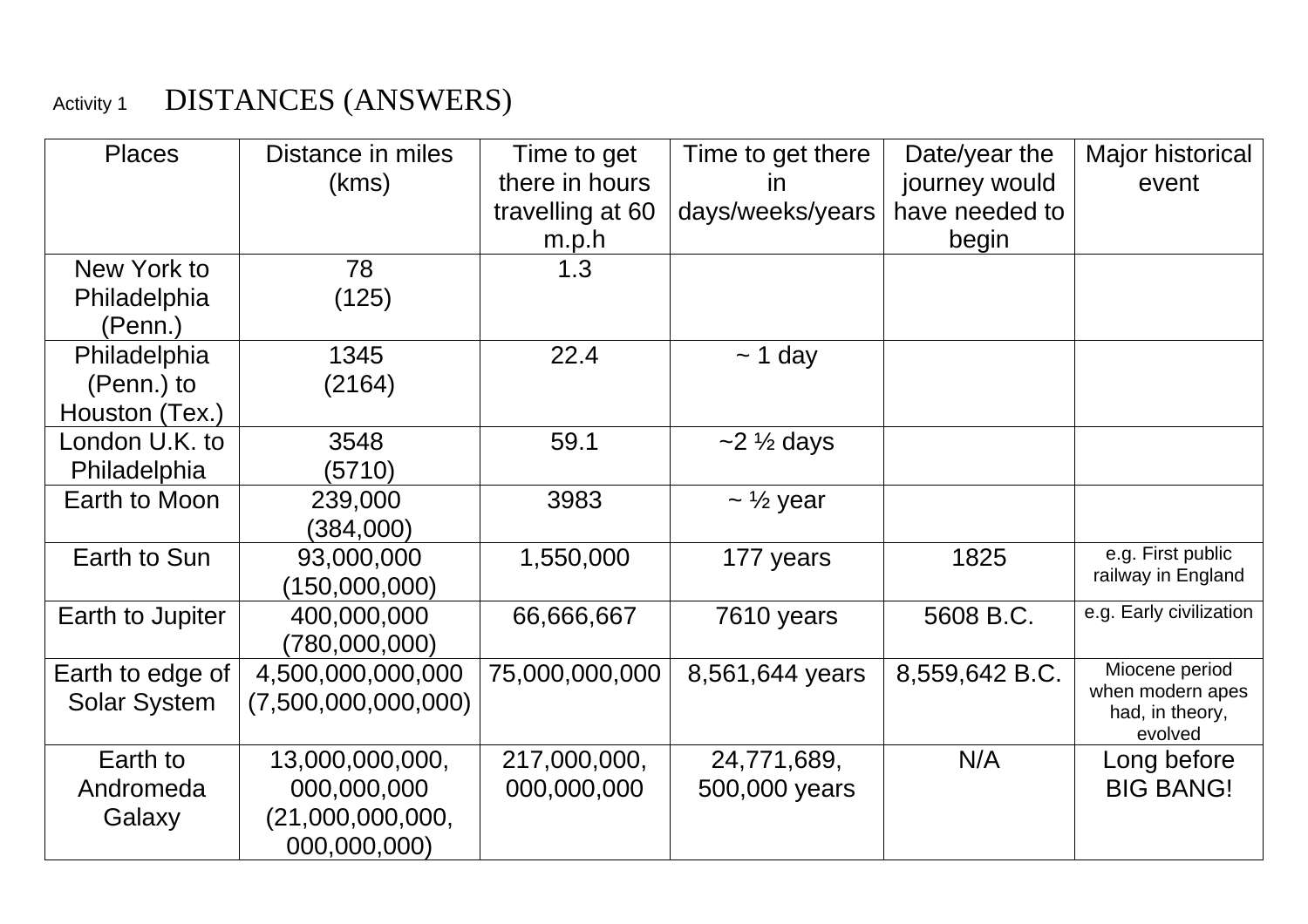Activity 1 DISTANCES (ANSWERS)

| Places | Distance in miles (kms) | Time to get there in hours travelling at 60 m.p.h | Time to get there in days/weeks/years | Date/year the journey would have needed to begin | Major historical event |
|---|---|---|---|---|---|
| New York to Philadelphia (Penn.) | 78 (125) | 1.3 | | | |
| Philadelphia (Penn.) to Houston (Tex.) | 1345 (2164) | 22.4 | ~ 1 day | | |
| London U.K. to Philadelphia | 3548 (5710) | 59.1 | ~2 ½ days | | |
| Earth to Moon | 239,000 (384,000) | 3983 | ~ ½ year | | |
| Earth to Sun | 93,000,000 (150,000,000) | 1,550,000 | 177 years | 1825 | e.g. First public railway in England |
| Earth to Jupiter | 400,000,000 (780,000,000) | 66,666,667 | 7610 years | 5608 B.C. | e.g. Early civilization |
| Earth to edge of Solar System | 4,500,000,000,000 (7,500,000,000,000) | 75,000,000,000 | 8,561,644 years | 8,559,642 B.C. | Miocene period when modern apes had, in theory, evolved |
| Earth to Andromeda Galaxy | 13,000,000,000, 000,000,000 (21,000,000,000, 000,000,000) | 217,000,000, 000,000,000 | 24,771,689, 500,000 years | N/A | Long before BIG BANG! |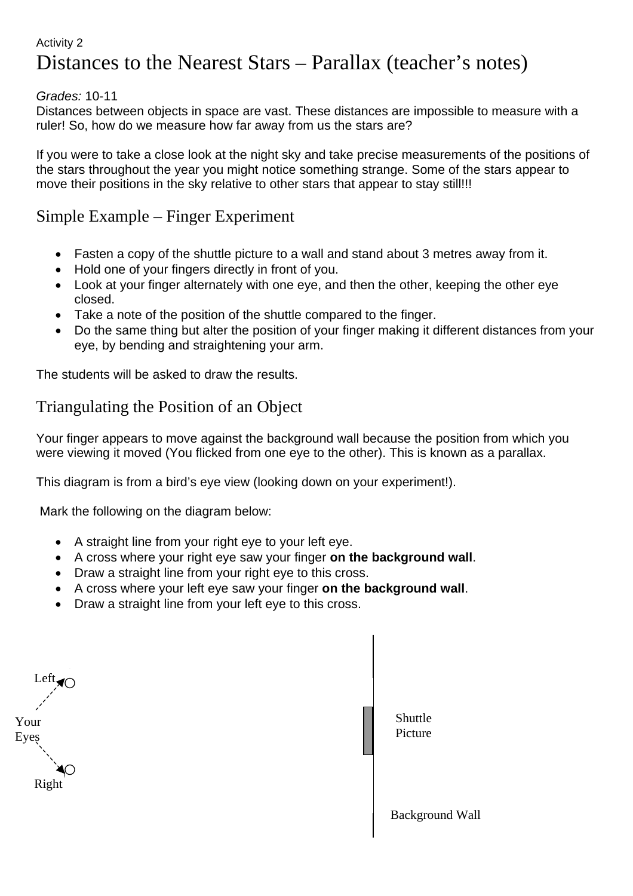Activity 2

# Distances to the Nearest Stars – Parallax (teacher's notes)

*Grades:* 10-11

Distances between objects in space are vast. These distances are impossible to measure with a ruler! So, how do we measure how far away from us the stars are?

If you were to take a close look at the night sky and take precise measurements of the positions of the stars throughout the year you might notice something strange. Some of the stars appear to move their positions in the sky relative to other stars that appear to stay still!!!

## Simple Example – Finger Experiment

- Fasten a copy of the shuttle picture to a wall and stand about 3 metres away from it.
- Hold one of your fingers directly in front of you.
- Look at your finger alternately with one eye, and then the other, keeping the other eye closed.
- Take a note of the position of the shuttle compared to the finger.
- Do the same thing but alter the position of your finger making it different distances from your eye, by bending and straightening your arm.

The students will be asked to draw the results.

## Triangulating the Position of an Object

Your finger appears to move against the background wall because the position from which you were viewing it moved (You flicked from one eye to the other). This is known as a parallax.

This diagram is from a bird's eye view (looking down on your experiment!).

Mark the following on the diagram below:

- A straight line from your right eye to your left eye.
- A cross where your right eye saw your finger **on the background wall**.
- Draw a straight line from your right eye to this cross.
- A cross where your left eye saw your finger **on the background wall**.
- Draw a straight line from your left eye to this cross.

Left

Your Eyes

Right

Shuttle Picture

Background Wall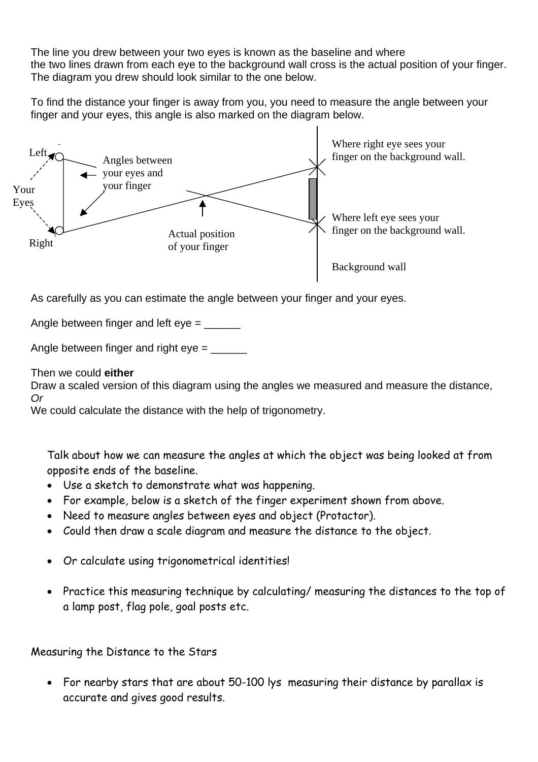The line you drew between your two eyes is known as the baseline and where the two lines drawn from each eye to the background wall cross is the actual position of your finger. The diagram you drew should look similar to the one below.

To find the distance your finger is away from you, you need to measure the angle between your finger and your eyes, this angle is also marked on the diagram below.

Left

Your Eyes

Right

Angles between your eyes and your finger

Actual position of your finger

Where right eye sees your finger on the background wall.

Where left eye sees your finger on the background wall.

Background wall

As carefully as you can estimate the angle between your finger and your eyes.

Angle between finger and left eye = ______

Angle between finger and right eye = ______

Then we could **either**
Draw a scaled version of this diagram using the angles we measured and measure the distance,
*Or*
We could calculate the distance with the help of trigonometry.

Talk about how we can measure the angles at which the object was being looked at from opposite ends of the baseline.

- Use a sketch to demonstrate what was happening.
- For example, below is a sketch of the finger experiment shown from above.
- Need to measure angles between eyes and object (Protactor).
- Could then draw a scale diagram and measure the distance to the object.
- Or calculate using trigonometrical identities!
- Practice this measuring technique by calculating/ measuring the distances to the top of a lamp post, flag pole, goal posts etc.

Measuring the Distance to the Stars

- For nearby stars that are about 50-100 lys measuring their distance by parallax is accurate and gives good results.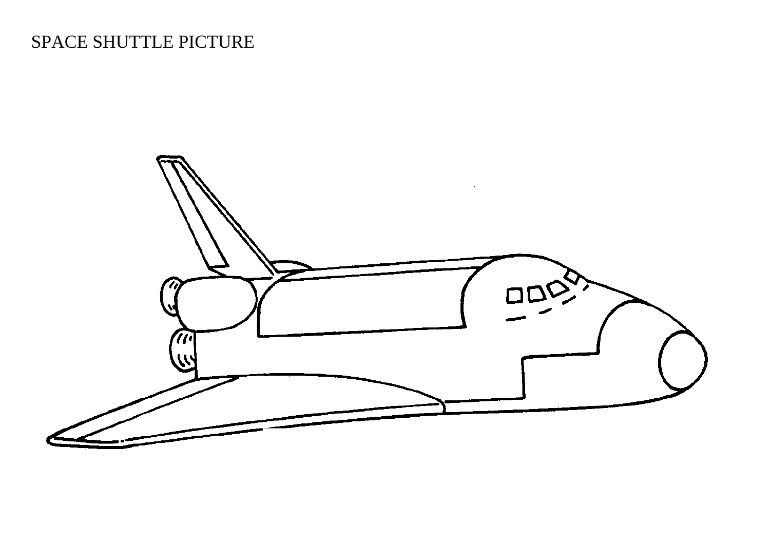SPACE SHUTTLE PICTURE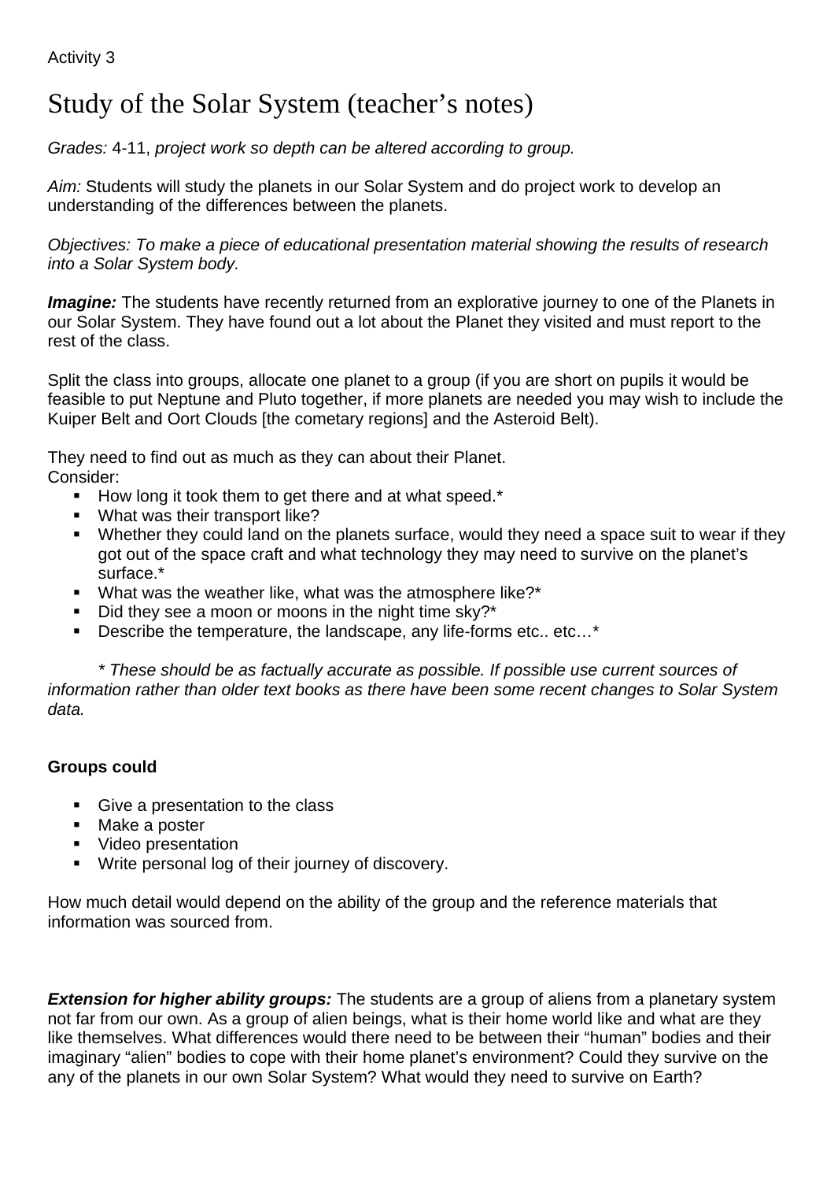Activity 3

# Study of the Solar System (teacher's notes)

*Grades:* 4-11, *project work so depth can be altered according to group.*

*Aim:* Students will study the planets in our Solar System and do project work to develop an understanding of the differences between the planets.

*Objectives: To make a piece of educational presentation material showing the results of research into a Solar System body.*

***Imagine:*** The students have recently returned from an explorative journey to one of the Planets in our Solar System. They have found out a lot about the Planet they visited and must report to the rest of the class.

Split the class into groups, allocate one planet to a group (if you are short on pupils it would be feasible to put Neptune and Pluto together, if more planets are needed you may wish to include the Kuiper Belt and Oort Clouds [the cometary regions] and the Asteroid Belt).

They need to find out as much as they can about their Planet.
Consider:

- How long it took them to get there and at what speed.*
- What was their transport like?
- Whether they could land on the planets surface, would they need a space suit to wear if they got out of the space craft and what technology they may need to survive on the planet's surface.*
- What was the weather like, what was the atmosphere like?*
- Did they see a moon or moons in the night time sky?*
- Describe the temperature, the landscape, any life-forms etc.. etc…*

*\* These should be as factually accurate as possible. If possible use current sources of information rather than older text books as there have been some recent changes to Solar System data.*

**Groups could**

- Give a presentation to the class
- Make a poster
- Video presentation
- Write personal log of their journey of discovery.

How much detail would depend on the ability of the group and the reference materials that information was sourced from.

***Extension for higher ability groups:*** The students are a group of aliens from a planetary system not far from our own. As a group of alien beings, what is their home world like and what are they like themselves. What differences would there need to be between their "human" bodies and their imaginary "alien" bodies to cope with their home planet's environment? Could they survive on the any of the planets in our own Solar System? What would they need to survive on Earth?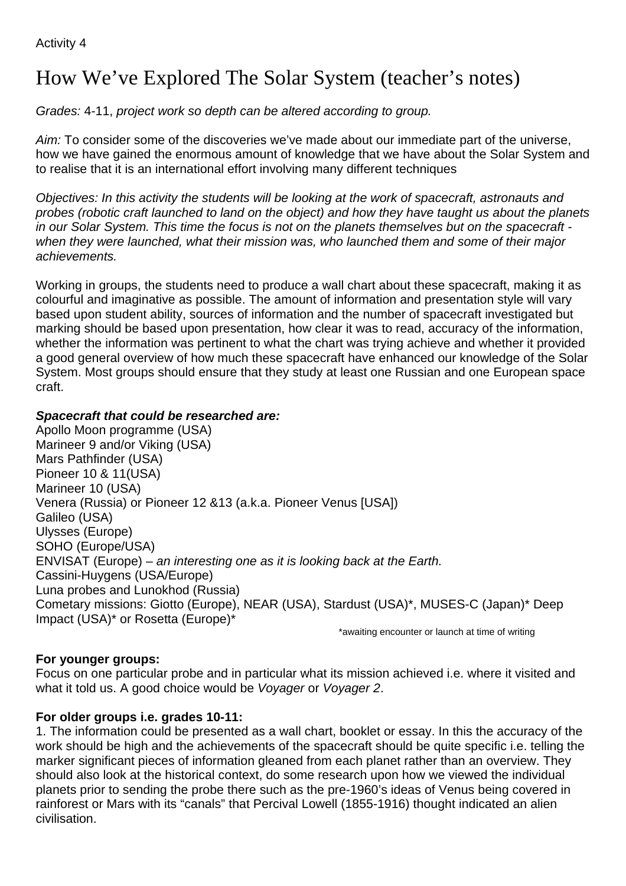Activity 4

# How We've Explored The Solar System (teacher's notes)

*Grades:* 4-11, *project work so depth can be altered according to group.*

*Aim:* To consider some of the discoveries we've made about our immediate part of the universe, how we have gained the enormous amount of knowledge that we have about the Solar System and to realise that it is an international effort involving many different techniques

*Objectives: In this activity the students will be looking at the work of spacecraft, astronauts and probes (robotic craft launched to land on the object) and how they have taught us about the planets in our Solar System. This time the focus is not on the planets themselves but on the spacecraft - when they were launched, what their mission was, who launched them and some of their major achievements.*

Working in groups, the students need to produce a wall chart about these spacecraft, making it as colourful and imaginative as possible. The amount of information and presentation style will vary based upon student ability, sources of information and the number of spacecraft investigated but marking should be based upon presentation, how clear it was to read, accuracy of the information, whether the information was pertinent to what the chart was trying achieve and whether it provided a good general overview of how much these spacecraft have enhanced our knowledge of the Solar System. Most groups should ensure that they study at least one Russian and one European space craft.

***Spacecraft that could be researched are:***
Apollo Moon programme (USA)
Marineer 9 and/or Viking (USA)
Mars Pathfinder (USA)
Pioneer 10 & 11(USA)
Marineer 10 (USA)
Venera (Russia) or Pioneer 12 &13 (a.k.a. Pioneer Venus [USA])
Galileo (USA)
Ulysses (Europe)
SOHO (Europe/USA)
ENVISAT (Europe) – *an interesting one as it is looking back at the Earth.*
Cassini-Huygens (USA/Europe)
Luna probes and Lunokhod (Russia)
Cometary missions: Giotto (Europe), NEAR (USA), Stardust (USA)*, MUSES-C (Japan)* Deep Impact (USA)* or Rosetta (Europe)*

*awaiting encounter or launch at time of writing

**For younger groups:**
Focus on one particular probe and in particular what its mission achieved i.e. where it visited and what it told us. A good choice would be *Voyager* or *Voyager 2*.

**For older groups i.e. grades 10-11:**
1. The information could be presented as a wall chart, booklet or essay. In this the accuracy of the work should be high and the achievements of the spacecraft should be quite specific i.e. telling the marker significant pieces of information gleaned from each planet rather than an overview. They should also look at the historical context, do some research upon how we viewed the individual planets prior to sending the probe there such as the pre-1960's ideas of Venus being covered in rainforest or Mars with its "canals" that Percival Lowell (1855-1916) thought indicated an alien civilisation.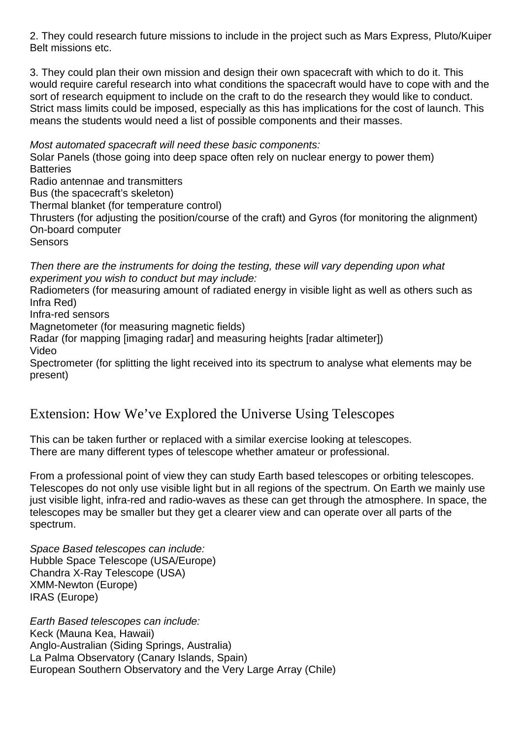2. They could research future missions to include in the project such as Mars Express, Pluto/Kuiper Belt missions etc.

3. They could plan their own mission and design their own spacecraft with which to do it. This would require careful research into what conditions the spacecraft would have to cope with and the sort of research equipment to include on the craft to do the research they would like to conduct. Strict mass limits could be imposed, especially as this has implications for the cost of launch. This means the students would need a list of possible components and their masses.

*Most automated spacecraft will need these basic components:*
Solar Panels (those going into deep space often rely on nuclear energy to power them)
Batteries
Radio antennae and transmitters
Bus (the spacecraft's skeleton)
Thermal blanket (for temperature control)
Thrusters (for adjusting the position/course of the craft) and Gyros (for monitoring the alignment)
On-board computer
Sensors

*Then there are the instruments for doing the testing, these will vary depending upon what experiment you wish to conduct but may include:*
Radiometers (for measuring amount of radiated energy in visible light as well as others such as Infra Red)
Infra-red sensors
Magnetometer (for measuring magnetic fields)
Radar (for mapping [imaging radar] and measuring heights [radar altimeter])
Video
Spectrometer (for splitting the light received into its spectrum to analyse what elements may be present)

## Extension: How We've Explored the Universe Using Telescopes

This can be taken further or replaced with a similar exercise looking at telescopes.
There are many different types of telescope whether amateur or professional.

From a professional point of view they can study Earth based telescopes or orbiting telescopes. Telescopes do not only use visible light but in all regions of the spectrum. On Earth we mainly use just visible light, infra-red and radio-waves as these can get through the atmosphere. In space, the telescopes may be smaller but they get a clearer view and can operate over all parts of the spectrum.

*Space Based telescopes can include:*
Hubble Space Telescope (USA/Europe)
Chandra X-Ray Telescope (USA)
XMM-Newton (Europe)
IRAS (Europe)

*Earth Based telescopes can include:*
Keck (Mauna Kea, Hawaii)
Anglo-Australian (Siding Springs, Australia)
La Palma Observatory (Canary Islands, Spain)
European Southern Observatory and the Very Large Array (Chile)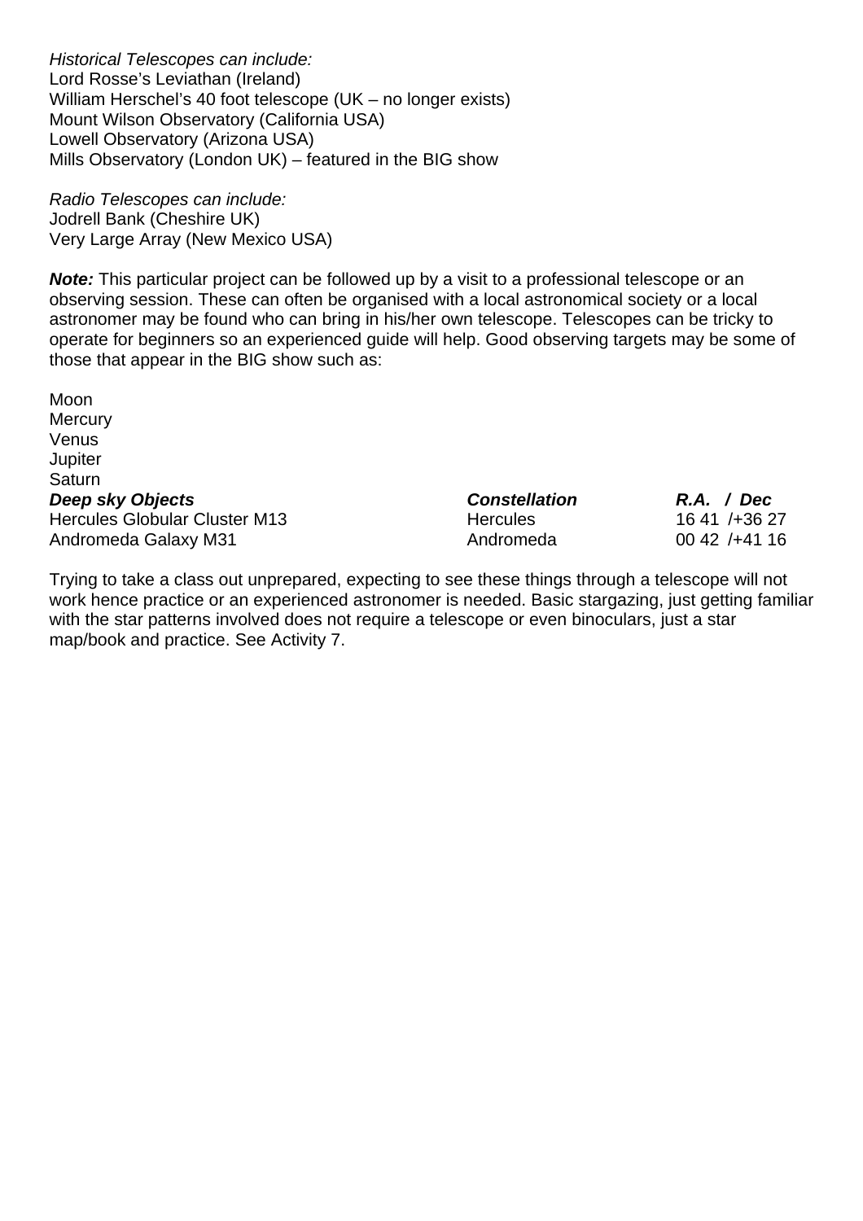*Historical Telescopes can include:*
Lord Rosse's Leviathan (Ireland)
William Herschel's 40 foot telescope (UK – no longer exists)
Mount Wilson Observatory (California USA)
Lowell Observatory (Arizona USA)
Mills Observatory (London UK) – featured in the BIG show

*Radio Telescopes can include:*
Jodrell Bank (Cheshire UK)
Very Large Array (New Mexico USA)

***Note:*** This particular project can be followed up by a visit to a professional telescope or an observing session. These can often be organised with a local astronomical society or a local astronomer may be found who can bring in his/her own telescope. Telescopes can be tricky to operate for beginners so an experienced guide will help. Good observing targets may be some of those that appear in the BIG show such as:

Moon
Mercury
Venus
Jupiter
Saturn

| ***Deep sky Objects*** | ***Constellation*** | ***R.A. / Dec*** |
|---|---|---|
| Hercules Globular Cluster M13 | Hercules | 16 41 /+36 27 |
| Andromeda Galaxy M31 | Andromeda | 00 42 /+41 16 |

Trying to take a class out unprepared, expecting to see these things through a telescope will not work hence practice or an experienced astronomer is needed. Basic stargazing, just getting familiar with the star patterns involved does not require a telescope or even binoculars, just a star map/book and practice. See Activity 7.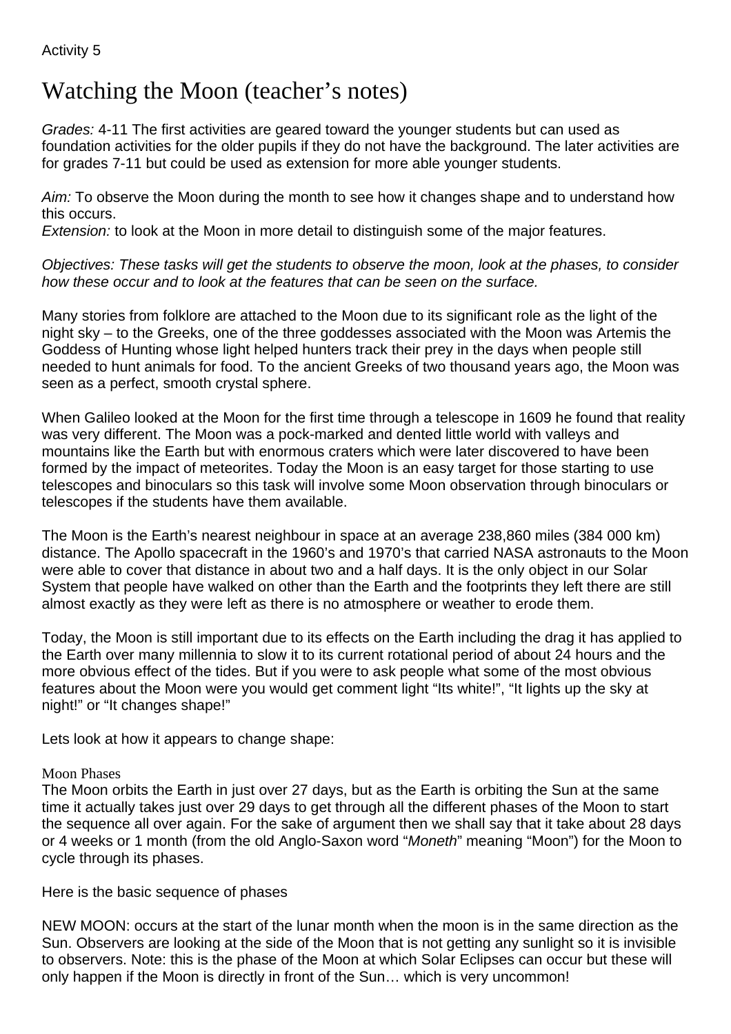Activity 5

# Watching the Moon (teacher's notes)

*Grades:* 4-11 The first activities are geared toward the younger students but can used as foundation activities for the older pupils if they do not have the background. The later activities are for grades 7-11 but could be used as extension for more able younger students.

*Aim:* To observe the Moon during the month to see how it changes shape and to understand how this occurs.
*Extension:* to look at the Moon in more detail to distinguish some of the major features.

*Objectives: These tasks will get the students to observe the moon, look at the phases, to consider how these occur and to look at the features that can be seen on the surface.*

Many stories from folklore are attached to the Moon due to its significant role as the light of the night sky – to the Greeks, one of the three goddesses associated with the Moon was Artemis the Goddess of Hunting whose light helped hunters track their prey in the days when people still needed to hunt animals for food. To the ancient Greeks of two thousand years ago, the Moon was seen as a perfect, smooth crystal sphere.

When Galileo looked at the Moon for the first time through a telescope in 1609 he found that reality was very different. The Moon was a pock-marked and dented little world with valleys and mountains like the Earth but with enormous craters which were later discovered to have been formed by the impact of meteorites. Today the Moon is an easy target for those starting to use telescopes and binoculars so this task will involve some Moon observation through binoculars or telescopes if the students have them available.

The Moon is the Earth's nearest neighbour in space at an average 238,860 miles (384 000 km) distance. The Apollo spacecraft in the 1960's and 1970's that carried NASA astronauts to the Moon were able to cover that distance in about two and a half days. It is the only object in our Solar System that people have walked on other than the Earth and the footprints they left there are still almost exactly as they were left as there is no atmosphere or weather to erode them.

Today, the Moon is still important due to its effects on the Earth including the drag it has applied to the Earth over many millennia to slow it to its current rotational period of about 24 hours and the more obvious effect of the tides. But if you were to ask people what some of the most obvious features about the Moon were you would get comment light "Its white!", "It lights up the sky at night!" or "It changes shape!"

Lets look at how it appears to change shape:

### Moon Phases

The Moon orbits the Earth in just over 27 days, but as the Earth is orbiting the Sun at the same time it actually takes just over 29 days to get through all the different phases of the Moon to start the sequence all over again. For the sake of argument then we shall say that it take about 28 days or 4 weeks or 1 month (from the old Anglo-Saxon word "*Moneth*" meaning "Moon") for the Moon to cycle through its phases.

Here is the basic sequence of phases

NEW MOON: occurs at the start of the lunar month when the moon is in the same direction as the Sun. Observers are looking at the side of the Moon that is not getting any sunlight so it is invisible to observers. Note: this is the phase of the Moon at which Solar Eclipses can occur but these will only happen if the Moon is directly in front of the Sun… which is very uncommon!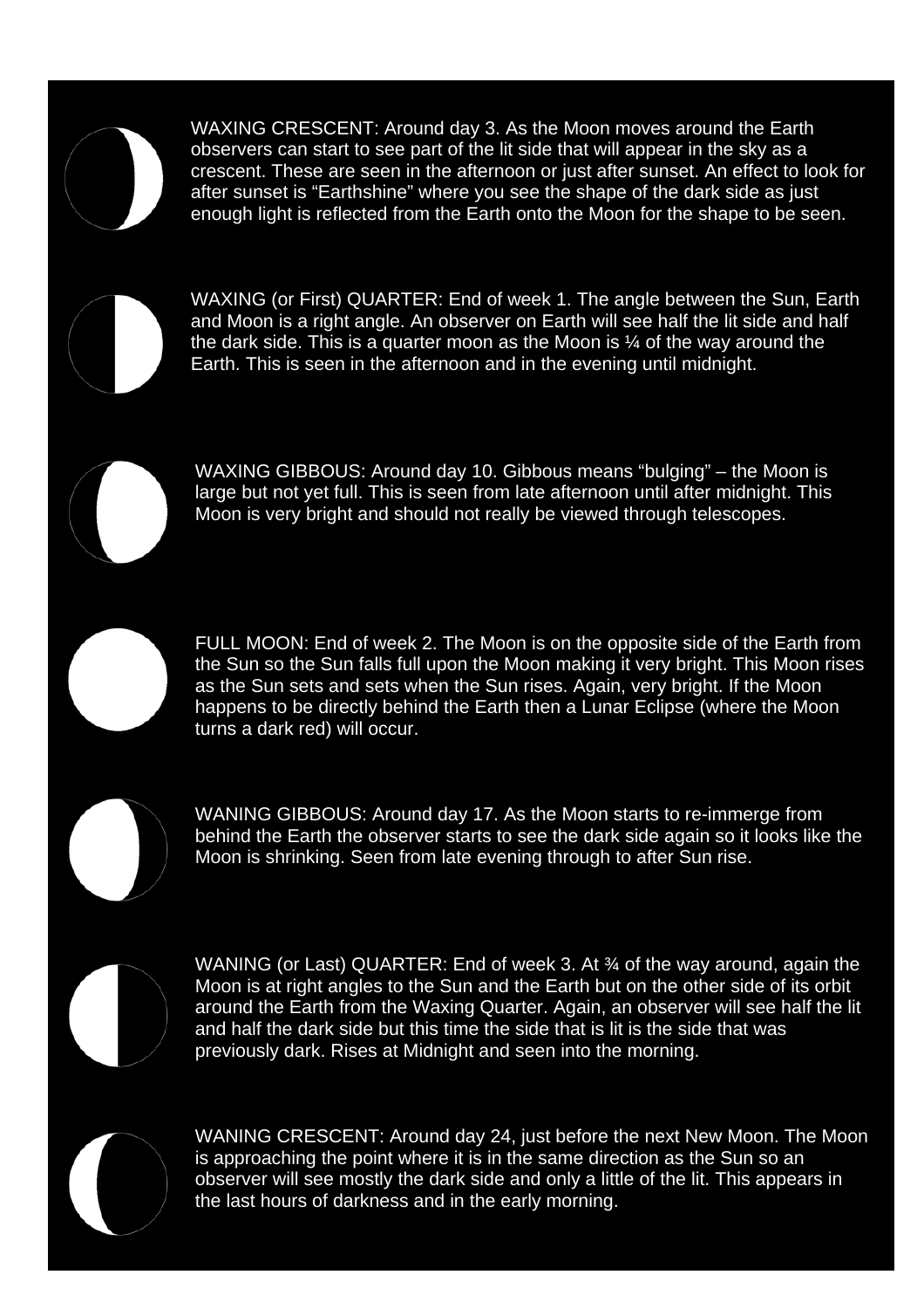WAXING CRESCENT: Around day 3. As the Moon moves around the Earth observers can start to see part of the lit side that will appear in the sky as a crescent. These are seen in the afternoon or just after sunset. An effect to look for after sunset is "Earthshine" where you see the shape of the dark side as just enough light is reflected from the Earth onto the Moon for the shape to be seen.

WAXING (or First) QUARTER: End of week 1. The angle between the Sun, Earth and Moon is a right angle. An observer on Earth will see half the lit side and half the dark side. This is a quarter moon as the Moon is ¼ of the way around the Earth. This is seen in the afternoon and in the evening until midnight.

WAXING GIBBOUS: Around day 10. Gibbous means "bulging" – the Moon is large but not yet full. This is seen from late afternoon until after midnight. This Moon is very bright and should not really be viewed through telescopes.

FULL MOON: End of week 2. The Moon is on the opposite side of the Earth from the Sun so the Sun falls full upon the Moon making it very bright. This Moon rises as the Sun sets and sets when the Sun rises. Again, very bright. If the Moon happens to be directly behind the Earth then a Lunar Eclipse (where the Moon turns a dark red) will occur.

WANING GIBBOUS: Around day 17. As the Moon starts to re-immerge from behind the Earth the observer starts to see the dark side again so it looks like the Moon is shrinking. Seen from late evening through to after Sun rise.

WANING (or Last) QUARTER: End of week 3. At ¾ of the way around, again the Moon is at right angles to the Sun and the Earth but on the other side of its orbit around the Earth from the Waxing Quarter. Again, an observer will see half the lit and half the dark side but this time the side that is lit is the side that was previously dark. Rises at Midnight and seen into the morning.

WANING CRESCENT: Around day 24, just before the next New Moon. The Moon is approaching the point where it is in the same direction as the Sun so an observer will see mostly the dark side and only a little of the lit. This appears in the last hours of darkness and in the early morning.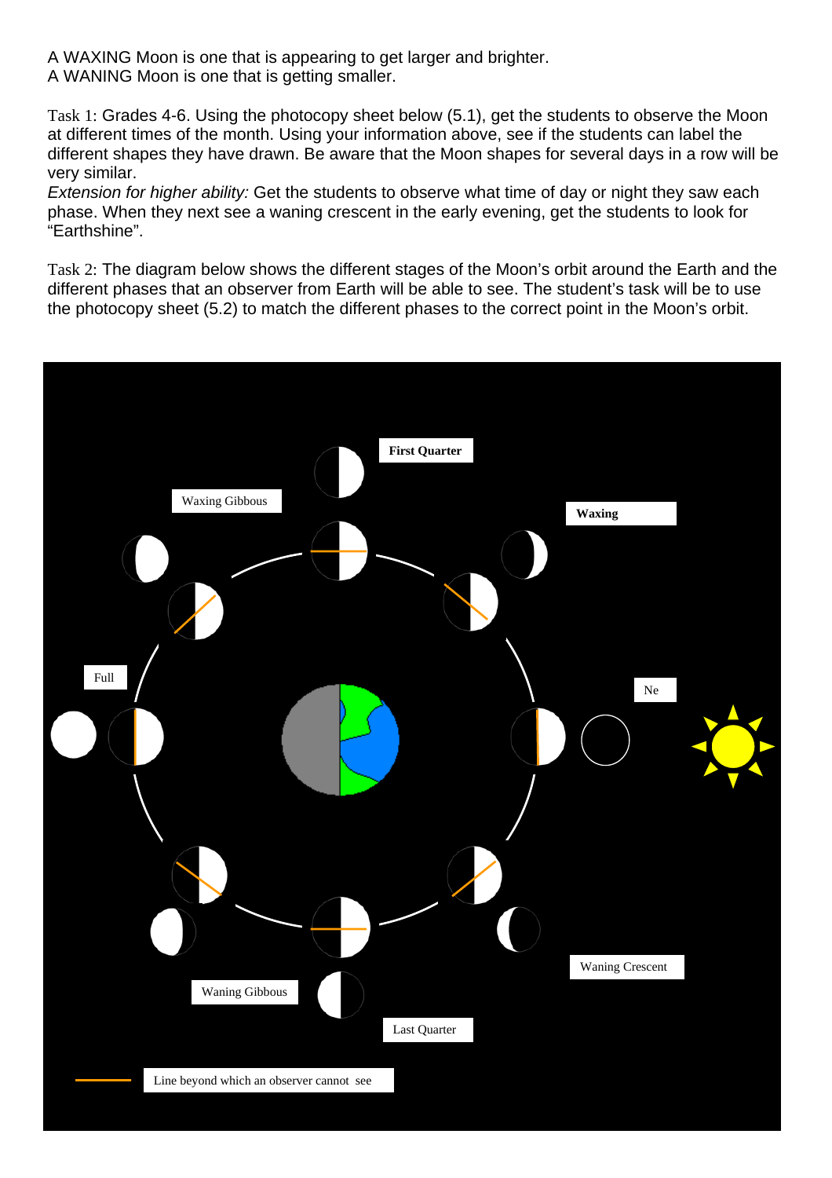A WAXING Moon is one that is appearing to get larger and brighter.
A WANING Moon is one that is getting smaller.

Task 1: Grades 4-6. Using the photocopy sheet below (5.1), get the students to observe the Moon at different times of the month. Using your information above, see if the students can label the different shapes they have drawn. Be aware that the Moon shapes for several days in a row will be very similar.
*Extension for higher ability:* Get the students to observe what time of day or night they saw each phase. When they next see a waning crescent in the early evening, get the students to look for "Earthshine".

Task 2: The diagram below shows the different stages of the Moon's orbit around the Earth and the different phases that an observer from Earth will be able to see. The student's task will be to use the photocopy sheet (5.2) to match the different phases to the correct point in the Moon's orbit.

**First Quarter**

Waxing Gibbous

**Waxing**

Full

Ne

Waning Crescent

Waning Gibbous

Last Quarter

Line beyond which an observer cannot see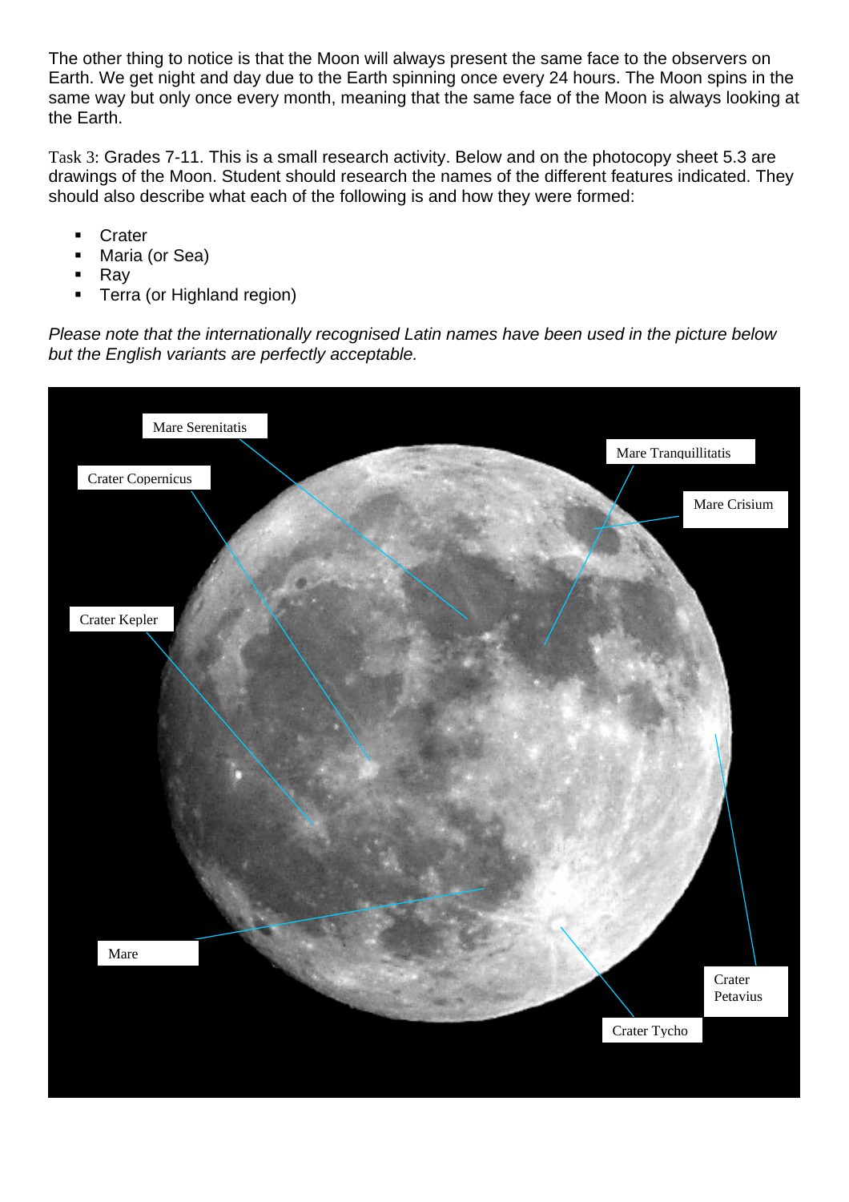The other thing to notice is that the Moon will always present the same face to the observers on Earth. We get night and day due to the Earth spinning once every 24 hours. The Moon spins in the same way but only once every month, meaning that the same face of the Moon is always looking at the Earth.

Task 3: Grades 7-11. This is a small research activity. Below and on the photocopy sheet 5.3 are drawings of the Moon. Student should research the names of the different features indicated. They should also describe what each of the following is and how they were formed:

- Crater
- Maria (or Sea)
- Ray
- Terra (or Highland region)

*Please note that the internationally recognised Latin names have been used in the picture below but the English variants are perfectly acceptable.*

Mare Serenitatis

Mare Tranquillitatis

Crater Copernicus

Mare Crisium

Crater Kepler

Mare

Crater Petavius

Crater Tycho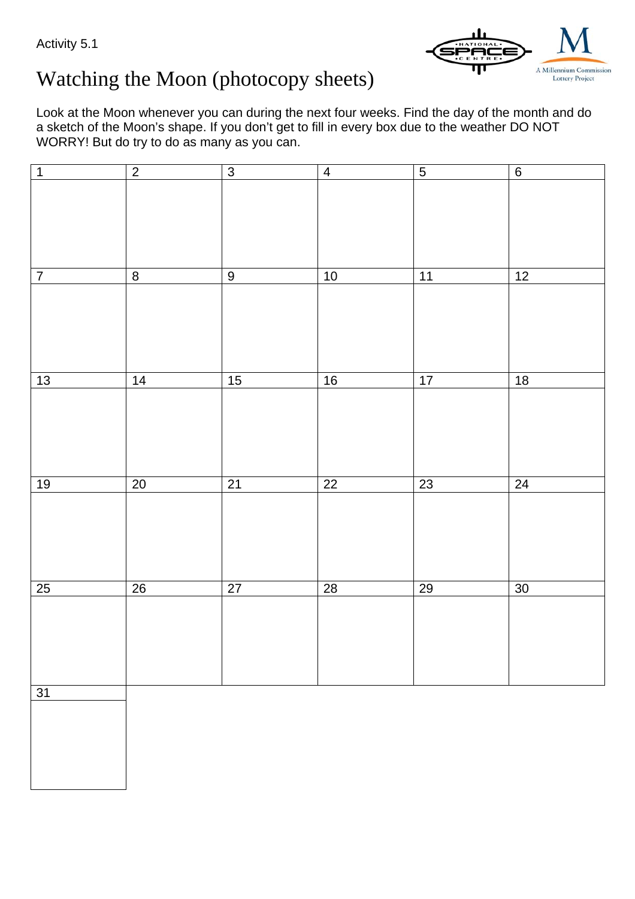Activity 5.1

# Watching the Moon (photocopy sheets)

Look at the Moon whenever you can during the next four weeks. Find the day of the month and do a sketch of the Moon's shape. If you don't get to fill in every box due to the weather DO NOT WORRY! But do try to do as many as you can.

| 1 | 2 | 3 | 4 | 5 | 6 |
|---|---|---|---|---|---|
| | | | | | |
| 7 | 8 | 9 | 10 | 11 | 12 |
| | | | | | |
| 13 | 14 | 15 | 16 | 17 | 18 |
| | | | | | |
| 19 | 20 | 21 | 22 | 23 | 24 |
| | | | | | |
| 25 | 26 | 27 | 28 | 29 | 30 |
| | | | | | |
| 31 | | | | | |
| | | | | | |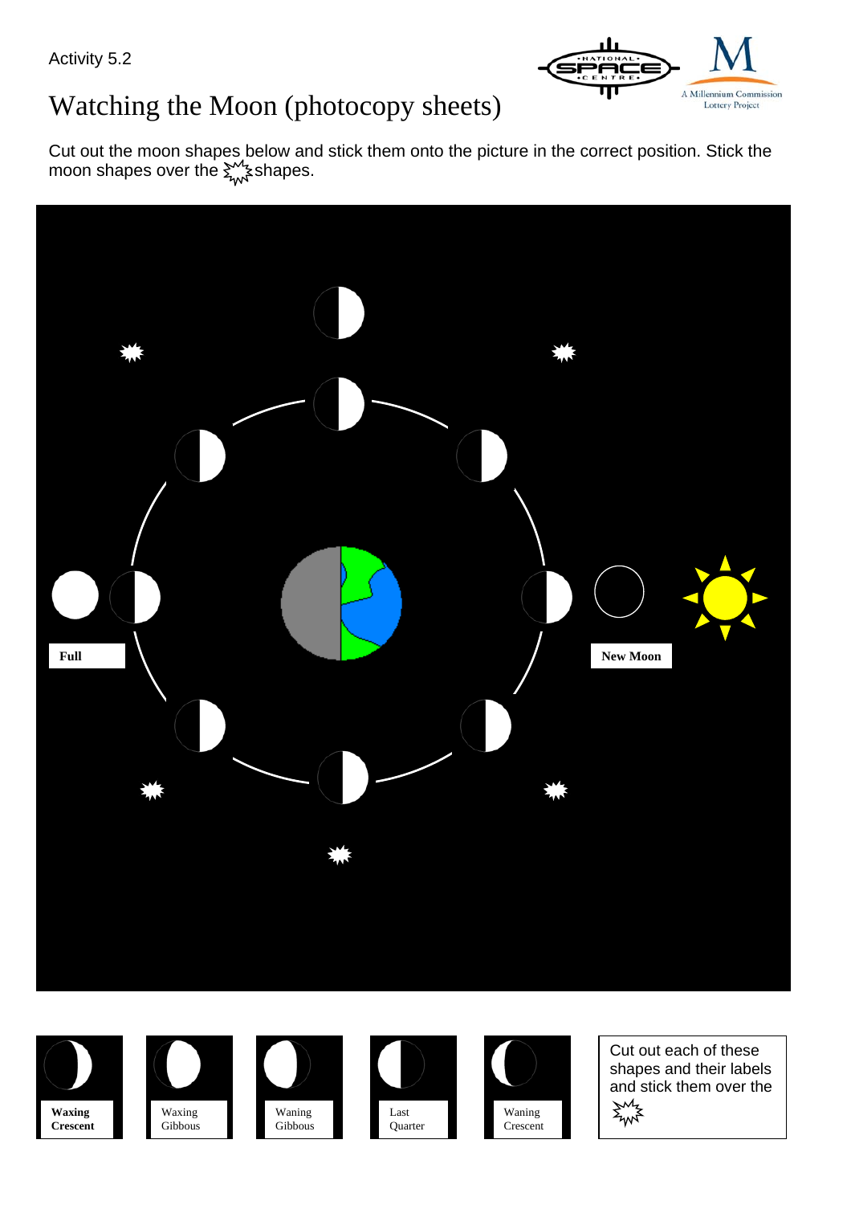Activity 5.2

# Watching the Moon (photocopy sheets)

Cut out the moon shapes below and stick them onto the picture in the correct position. Stick the moon shapes over the ✸ shapes.

Full

New Moon

**Waxing Crescent**

Waxing Gibbous

Waning Gibbous

Last Quarter

Waning Crescent

Cut out each of these shapes and their labels and stick them over the ✸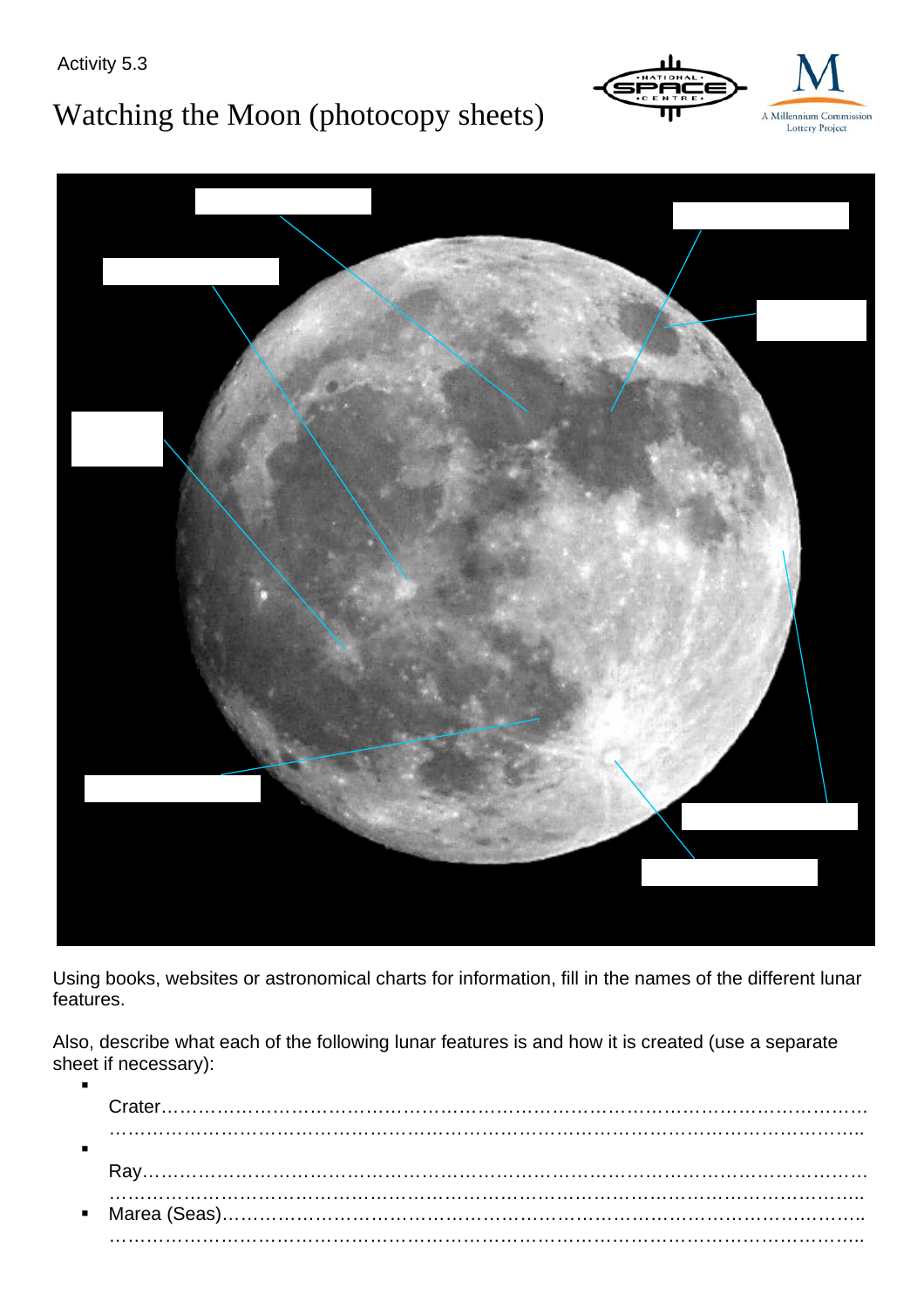Activity 5.3

# Watching the Moon (photocopy sheets)

Using books, websites or astronomical charts for information, fill in the names of the different lunar features.

Also, describe what each of the following lunar features is and how it is created (use a separate sheet if necessary):

- Crater……………………………………………………………………………………………………
  ……………………………………………………………………………………………………..
- Ray………………………………………………………………………………………………………
  ……………………………………………………………………………………………………..
- Marea (Seas)…………………………………………………………………………………………..
  ……………………………………………………………………………………………………..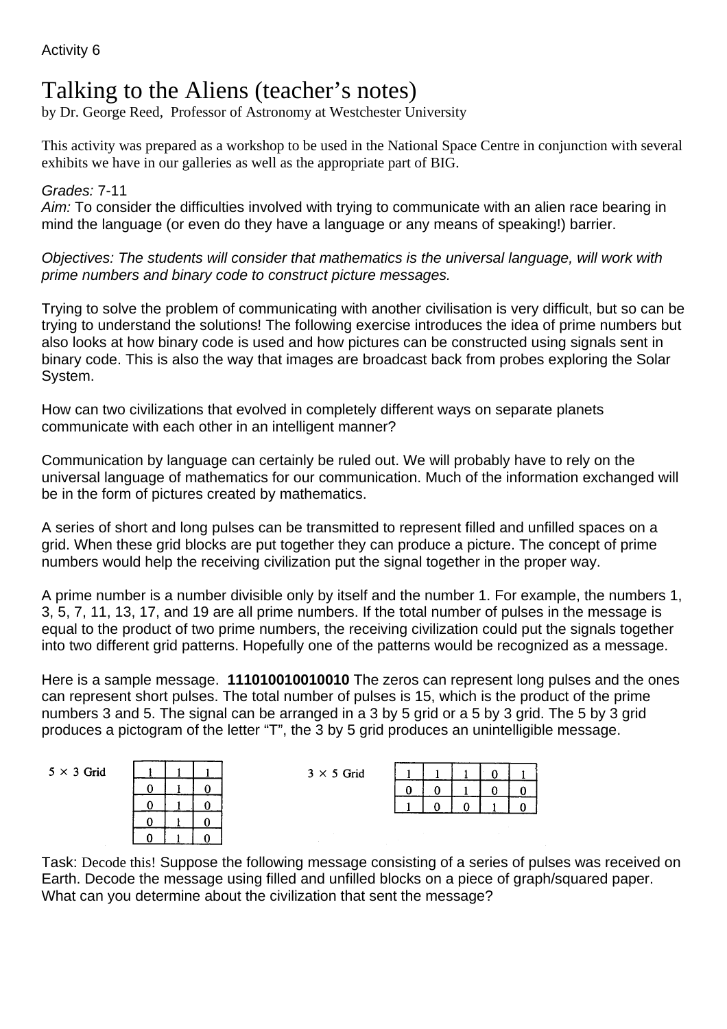Activity 6

# Talking to the Aliens (teacher's notes)

by Dr. George Reed, Professor of Astronomy at Westchester University

This activity was prepared as a workshop to be used in the National Space Centre in conjunction with several exhibits we have in our galleries as well as the appropriate part of BIG.

*Grades:* 7-11
*Aim:* To consider the difficulties involved with trying to communicate with an alien race bearing in mind the language (or even do they have a language or any means of speaking!) barrier.

*Objectives: The students will consider that mathematics is the universal language, will work with prime numbers and binary code to construct picture messages.*

Trying to solve the problem of communicating with another civilisation is very difficult, but so can be trying to understand the solutions! The following exercise introduces the idea of prime numbers but also looks at how binary code is used and how pictures can be constructed using signals sent in binary code. This is also the way that images are broadcast back from probes exploring the Solar System.

How can two civilizations that evolved in completely different ways on separate planets communicate with each other in an intelligent manner?

Communication by language can certainly be ruled out. We will probably have to rely on the universal language of mathematics for our communication. Much of the information exchanged will be in the form of pictures created by mathematics.

A series of short and long pulses can be transmitted to represent filled and unfilled spaces on a grid. When these grid blocks are put together they can produce a picture. The concept of prime numbers would help the receiving civilization put the signal together in the proper way.

A prime number is a number divisible only by itself and the number 1. For example, the numbers 1, 3, 5, 7, 11, 13, 17, and 19 are all prime numbers. If the total number of pulses in the message is equal to the product of two prime numbers, the receiving civilization could put the signals together into two different grid patterns. Hopefully one of the patterns would be recognized as a message.

Here is a sample message. **111010010010010** The zeros can represent long pulses and the ones can represent short pulses. The total number of pulses is 15, which is the product of the prime numbers 3 and 5. The signal can be arranged in a 3 by 5 grid or a 5 by 3 grid. The 5 by 3 grid produces a pictogram of the letter "T", the 3 by 5 grid produces an unintelligible message.

$5 \times 3$ Grid

| | | |
|---|---|---|
| 1 | 1 | 1 |
| 0 | 1 | 0 |
| 0 | 1 | 0 |
| 0 | 1 | 0 |
| 0 | 1 | 0 |

$3 \times 5$ Grid

| | | | | |
|---|---|---|---|---|
| 1 | 1 | 1 | 0 | 1 |
| 0 | 0 | 1 | 0 | 0 |
| 1 | 0 | 0 | 1 | 0 |

Task: Decode this! Suppose the following message consisting of a series of pulses was received on Earth. Decode the message using filled and unfilled blocks on a piece of graph/squared paper. What can you determine about the civilization that sent the message?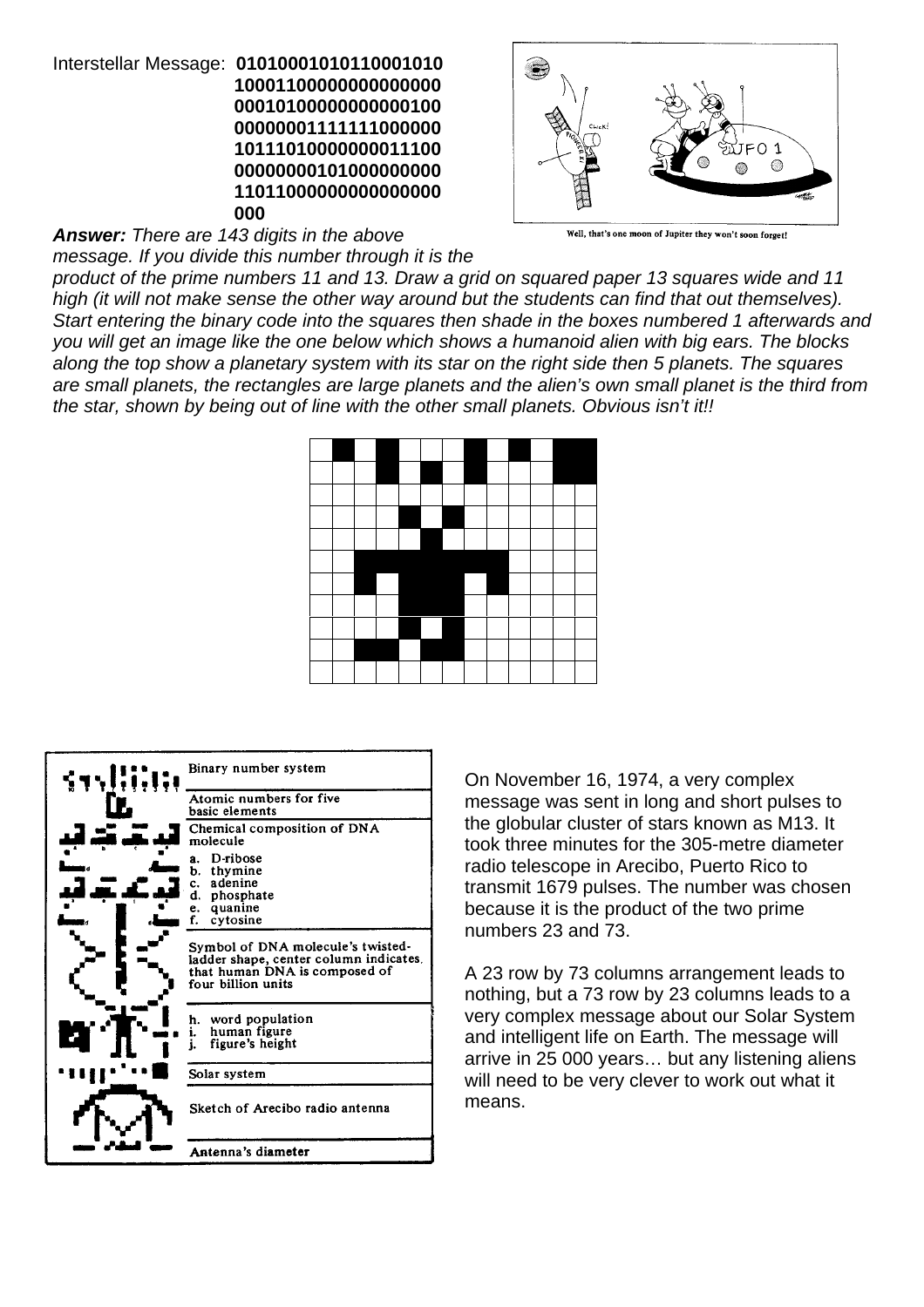Interstellar Message: **01010001010110001010**
**10001100000000000000**
**00010100000000000100**
**00000001111111000000**
**10111010000000011100**
**00000000101000000000**
**11011000000000000000**
**000**

***Answer:*** *There are 143 digits in the above message. If you divide this number through it is the product of the prime numbers 11 and 13. Draw a grid on squared paper 13 squares wide and 11 high (it will not make sense the other way around but the students can find that out themselves). Start entering the binary code into the squares then shade in the boxes numbered 1 afterwards and you will get an image like the one below which shows a humanoid alien with big ears. The blocks along the top show a planetary system with its star on the right side then 5 planets. The squares are small planets, the rectangles are large planets and the alien's own small planet is the third from the star, shown by being out of line with the other small planets. Obvious isn't it!!*

Well, that's one moon of Jupiter they won't soon forget!

| Binary number system |
|---|
| Atomic numbers for five basic elements |
| Chemical composition of DNA molecule<br>a. D-ribose<br>b. thymine<br>c. adenine<br>d. phosphate<br>e. quanine<br>f. cytosine |
| Symbol of DNA molecule's twisted-ladder shape, center column indicates that human DNA is composed of four billion units |
| h. word population<br>i. human figure<br>j. figure's height |
| Solar system |
| Sketch of Arecibo radio antenna |
| Antenna's diameter |

On November 16, 1974, a very complex message was sent in long and short pulses to the globular cluster of stars known as M13. It took three minutes for the 305-metre diameter radio telescope in Arecibo, Puerto Rico to transmit 1679 pulses. The number was chosen because it is the product of the two prime numbers 23 and 73.

A 23 row by 73 columns arrangement leads to nothing, but a 73 row by 23 columns leads to a very complex message about our Solar System and intelligent life on Earth. The message will arrive in 25 000 years… but any listening aliens will need to be very clever to work out what it means.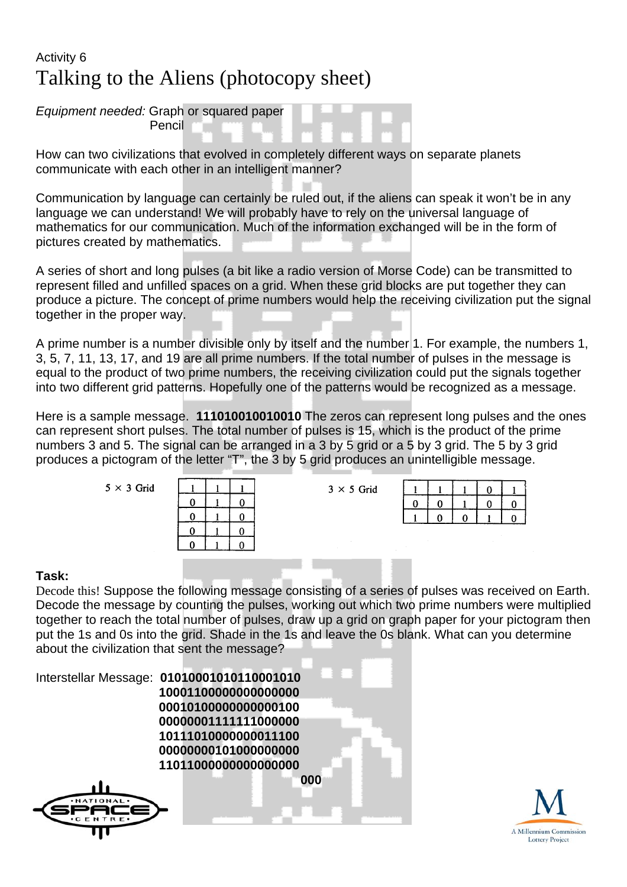Activity 6

# Talking to the Aliens (photocopy sheet)

*Equipment needed:* Graph or squared paper
Pencil

How can two civilizations that evolved in completely different ways on separate planets communicate with each other in an intelligent manner?

Communication by language can certainly be ruled out, if the aliens can speak it won't be in any language we can understand! We will probably have to rely on the universal language of mathematics for our communication. Much of the information exchanged will be in the form of pictures created by mathematics.

A series of short and long pulses (a bit like a radio version of Morse Code) can be transmitted to represent filled and unfilled spaces on a grid. When these grid blocks are put together they can produce a picture. The concept of prime numbers would help the receiving civilization put the signal together in the proper way.

A prime number is a number divisible only by itself and the number 1. For example, the numbers 1, 3, 5, 7, 11, 13, 17, and 19 are all prime numbers. If the total number of pulses in the message is equal to the product of two prime numbers, the receiving civilization could put the signals together into two different grid patterns. Hopefully one of the patterns would be recognized as a message.

Here is a sample message. **111010010010010** The zeros can represent long pulses and the ones can represent short pulses. The total number of pulses is 15, which is the product of the prime numbers 3 and 5. The signal can be arranged in a 3 by 5 grid or a 5 by 3 grid. The 5 by 3 grid produces a pictogram of the letter "T", the 3 by 5 grid produces an unintelligible message.

5 × 3 Grid

| | | |
|---|---|---|
| 1 | 1 | 1 |
| 0 | 1 | 0 |
| 0 | 1 | 0 |
| 0 | 1 | 0 |
| 0 | 1 | 0 |

3 × 5 Grid

| | | | | |
|---|---|---|---|---|
| 1 | 1 | 1 | 0 | 1 |
| 0 | 0 | 1 | 0 | 0 |
| 1 | 0 | 0 | 1 | 0 |

**Task:**

Decode this! Suppose the following message consisting of a series of pulses was received on Earth. Decode the message by counting the pulses, working out which two prime numbers were multiplied together to reach the total number of pulses, draw up a grid on graph paper for your pictogram then put the 1s and 0s into the grid. Shade in the 1s and leave the 0s blank. What can you determine about the civilization that sent the message?

Interstellar Message: **01010001010110001010**
**10001100000000000000**
**00010100000000000100**
**00000001111111000000**
**10111010000000011100**
**00000000101000000000**
**11011000000000000000**
**000**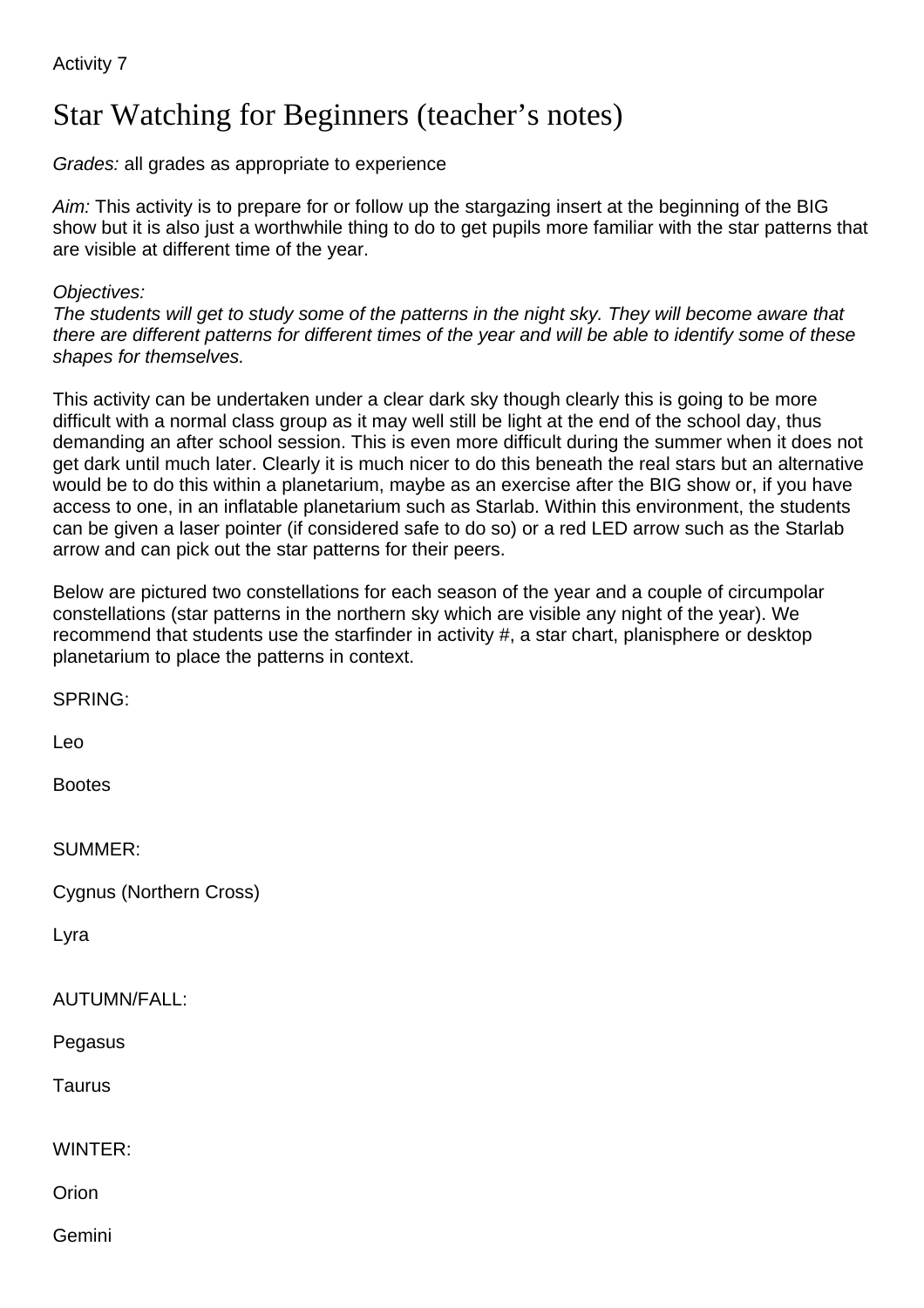Activity 7

# Star Watching for Beginners (teacher's notes)

*Grades:* all grades as appropriate to experience

*Aim:* This activity is to prepare for or follow up the stargazing insert at the beginning of the BIG show but it is also just a worthwhile thing to do to get pupils more familiar with the star patterns that are visible at different time of the year.

*Objectives:*
*The students will get to study some of the patterns in the night sky. They will become aware that there are different patterns for different times of the year and will be able to identify some of these shapes for themselves.*

This activity can be undertaken under a clear dark sky though clearly this is going to be more difficult with a normal class group as it may well still be light at the end of the school day, thus demanding an after school session. This is even more difficult during the summer when it does not get dark until much later. Clearly it is much nicer to do this beneath the real stars but an alternative would be to do this within a planetarium, maybe as an exercise after the BIG show or, if you have access to one, in an inflatable planetarium such as Starlab. Within this environment, the students can be given a laser pointer (if considered safe to do so) or a red LED arrow such as the Starlab arrow and can pick out the star patterns for their peers.

Below are pictured two constellations for each season of the year and a couple of circumpolar constellations (star patterns in the northern sky which are visible any night of the year). We recommend that students use the starfinder in activity #, a star chart, planisphere or desktop planetarium to place the patterns in context.

SPRING:

Leo

Bootes

SUMMER:

Cygnus (Northern Cross)

Lyra

AUTUMN/FALL:

Pegasus

Taurus

WINTER:

Orion

Gemini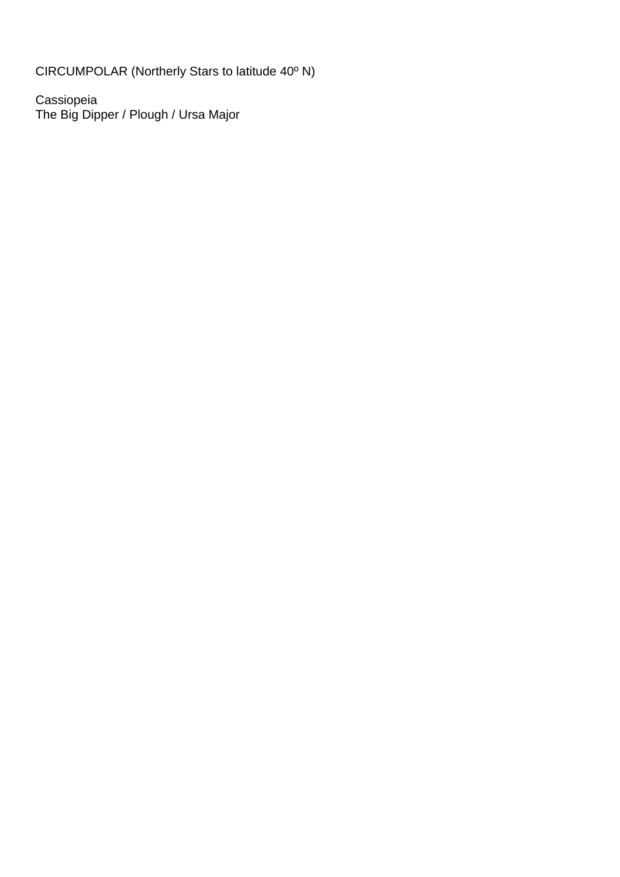CIRCUMPOLAR (Northerly Stars to latitude 40º N)

Cassiopeia
The Big Dipper / Plough / Ursa Major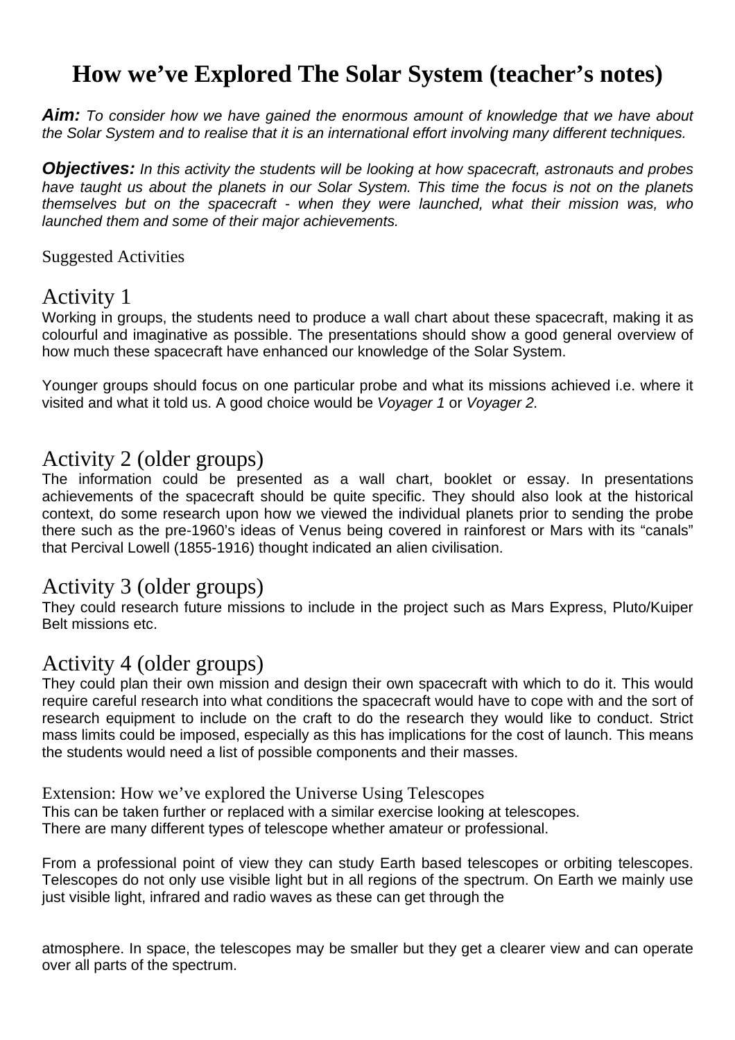# How we've Explored The Solar System (teacher's notes)

***Aim:*** *To consider how we have gained the enormous amount of knowledge that we have about the Solar System and to realise that it is an international effort involving many different techniques.*

***Objectives:*** *In this activity the students will be looking at how spacecraft, astronauts and probes have taught us about the planets in our Solar System. This time the focus is not on the planets themselves but on the spacecraft - when they were launched, what their mission was, who launched them and some of their major achievements.*

Suggested Activities

## Activity 1

Working in groups, the students need to produce a wall chart about these spacecraft, making it as colourful and imaginative as possible. The presentations should show a good general overview of how much these spacecraft have enhanced our knowledge of the Solar System.

Younger groups should focus on one particular probe and what its missions achieved i.e. where it visited and what it told us. A good choice would be *Voyager 1* or *Voyager 2.*

## Activity 2 (older groups)

The information could be presented as a wall chart, booklet or essay. In presentations achievements of the spacecraft should be quite specific. They should also look at the historical context, do some research upon how we viewed the individual planets prior to sending the probe there such as the pre-1960's ideas of Venus being covered in rainforest or Mars with its "canals" that Percival Lowell (1855-1916) thought indicated an alien civilisation.

## Activity 3 (older groups)

They could research future missions to include in the project such as Mars Express, Pluto/Kuiper Belt missions etc.

## Activity 4 (older groups)

They could plan their own mission and design their own spacecraft with which to do it. This would require careful research into what conditions the spacecraft would have to cope with and the sort of research equipment to include on the craft to do the research they would like to conduct. Strict mass limits could be imposed, especially as this has implications for the cost of launch. This means the students would need a list of possible components and their masses.

### Extension: How we've explored the Universe Using Telescopes

This can be taken further or replaced with a similar exercise looking at telescopes.
There are many different types of telescope whether amateur or professional.

From a professional point of view they can study Earth based telescopes or orbiting telescopes. Telescopes do not only use visible light but in all regions of the spectrum. On Earth we mainly use just visible light, infrared and radio waves as these can get through the atmosphere. In space, the telescopes may be smaller but they get a clearer view and can operate over all parts of the spectrum.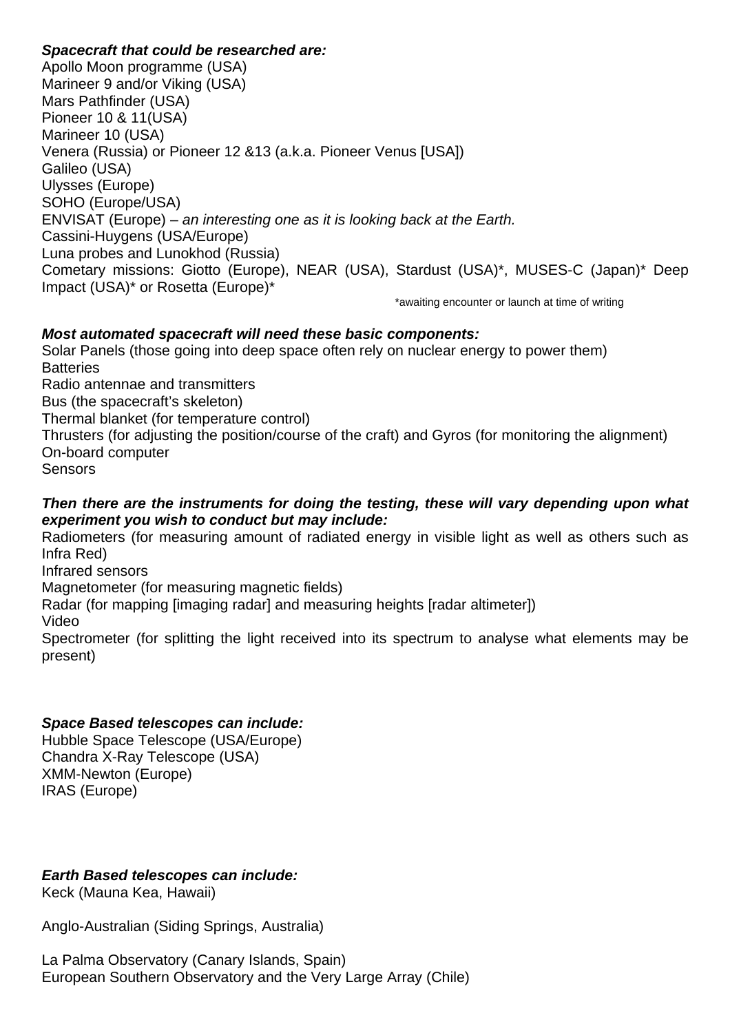***Spacecraft that could be researched are:***

Apollo Moon programme (USA)
Marineer 9 and/or Viking (USA)
Mars Pathfinder (USA)
Pioneer 10 & 11(USA)
Marineer 10 (USA)
Venera (Russia) or Pioneer 12 &13 (a.k.a. Pioneer Venus [USA])
Galileo (USA)
Ulysses (Europe)
SOHO (Europe/USA)
ENVISAT (Europe) – *an interesting one as it is looking back at the Earth.*
Cassini-Huygens (USA/Europe)
Luna probes and Lunokhod (Russia)
Cometary missions: Giotto (Europe), NEAR (USA), Stardust (USA)*, MUSES-C (Japan)* Deep Impact (USA)* or Rosetta (Europe)*

*awaiting encounter or launch at time of writing

***Most automated spacecraft will need these basic components:***

Solar Panels (those going into deep space often rely on nuclear energy to power them)
Batteries
Radio antennae and transmitters
Bus (the spacecraft's skeleton)
Thermal blanket (for temperature control)
Thrusters (for adjusting the position/course of the craft) and Gyros (for monitoring the alignment)
On-board computer
Sensors

***Then there are the instruments for doing the testing, these will vary depending upon what experiment you wish to conduct but may include:***

Radiometers (for measuring amount of radiated energy in visible light as well as others such as Infra Red)
Infrared sensors
Magnetometer (for measuring magnetic fields)
Radar (for mapping [imaging radar] and measuring heights [radar altimeter])
Video
Spectrometer (for splitting the light received into its spectrum to analyse what elements may be present)

***Space Based telescopes can include:***

Hubble Space Telescope (USA/Europe)
Chandra X-Ray Telescope (USA)
XMM-Newton (Europe)
IRAS (Europe)

***Earth Based telescopes can include:***

Keck (Mauna Kea, Hawaii)

Anglo-Australian (Siding Springs, Australia)

La Palma Observatory (Canary Islands, Spain)
European Southern Observatory and the Very Large Array (Chile)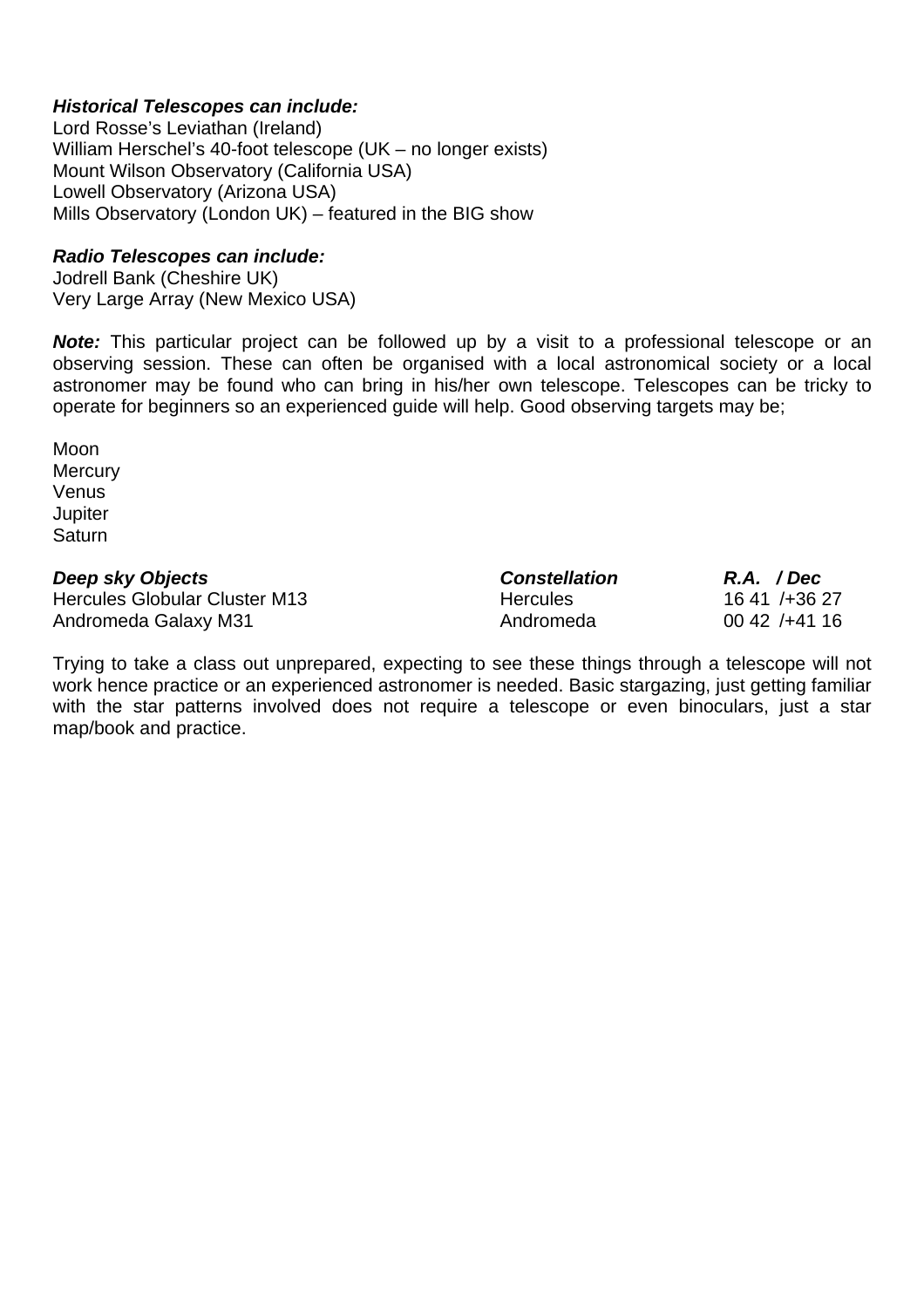***Historical Telescopes can include:***
Lord Rosse's Leviathan (Ireland)
William Herschel's 40-foot telescope (UK – no longer exists)
Mount Wilson Observatory (California USA)
Lowell Observatory (Arizona USA)
Mills Observatory (London UK) – featured in the BIG show

***Radio Telescopes can include:***
Jodrell Bank (Cheshire UK)
Very Large Array (New Mexico USA)

***Note:*** This particular project can be followed up by a visit to a professional telescope or an observing session. These can often be organised with a local astronomical society or a local astronomer may be found who can bring in his/her own telescope. Telescopes can be tricky to operate for beginners so an experienced guide will help. Good observing targets may be;

Moon
Mercury
Venus
Jupiter
Saturn

| ***Deep sky Objects*** | ***Constellation*** | ***R.A. / Dec*** |
|---|---|---|
| Hercules Globular Cluster M13 | Hercules | 16 41 /+36 27 |
| Andromeda Galaxy M31 | Andromeda | 00 42 /+41 16 |

Trying to take a class out unprepared, expecting to see these things through a telescope will not work hence practice or an experienced astronomer is needed. Basic stargazing, just getting familiar with the star patterns involved does not require a telescope or even binoculars, just a star map/book and practice.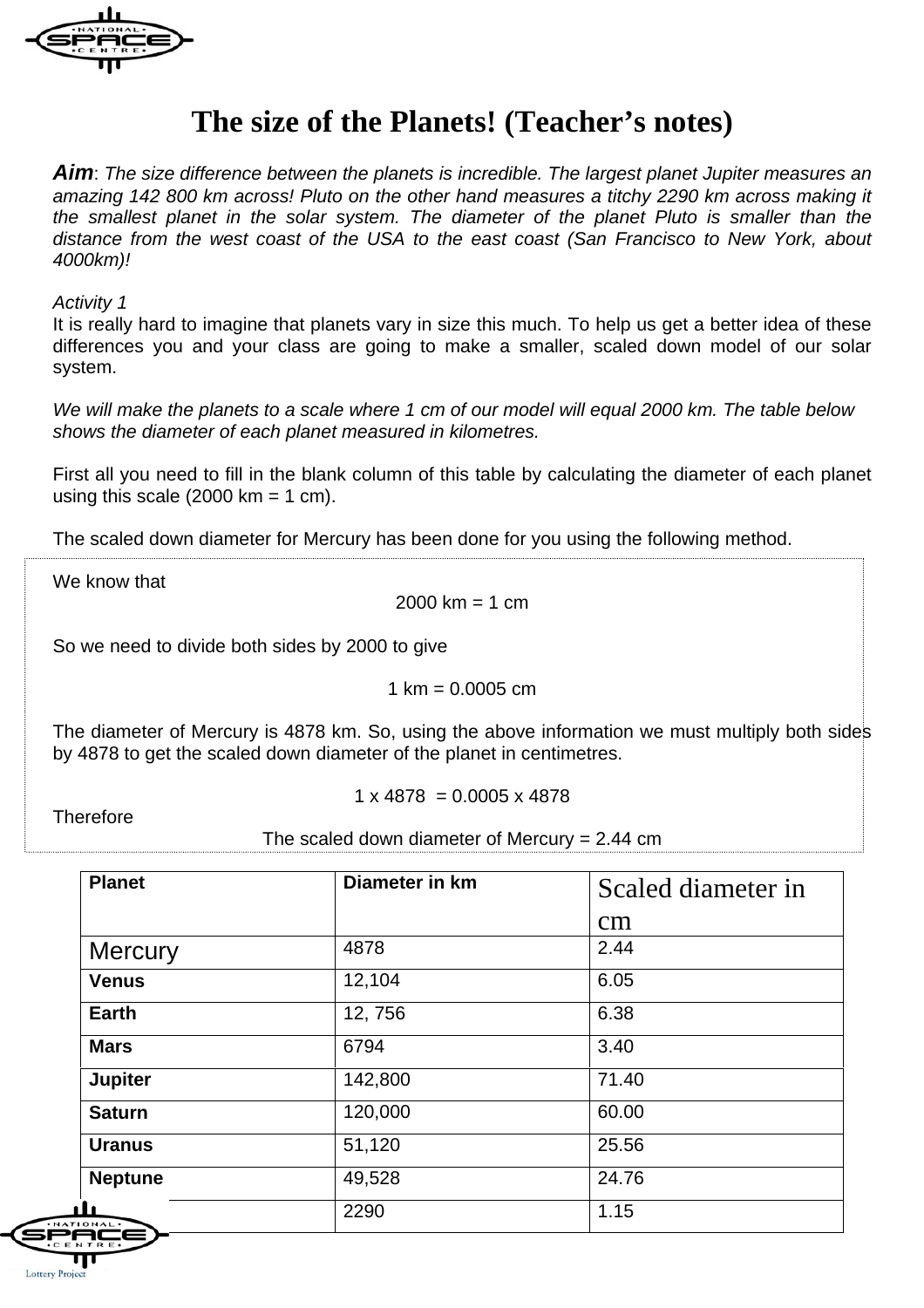# The size of the Planets! (Teacher's notes)

***Aim***: *The size difference between the planets is incredible. The largest planet Jupiter measures an amazing 142 800 km across! Pluto on the other hand measures a titchy 2290 km across making it the smallest planet in the solar system. The diameter of the planet Pluto is smaller than the distance from the west coast of the USA to the east coast (San Francisco to New York, about 4000km)!*

*Activity 1*

It is really hard to imagine that planets vary in size this much. To help us get a better idea of these differences you and your class are going to make a smaller, scaled down model of our solar system.

*We will make the planets to a scale where 1 cm of our model will equal 2000 km. The table below shows the diameter of each planet measured in kilometres.*

First all you need to fill in the blank column of this table by calculating the diameter of each planet using this scale (2000 km = 1 cm).

The scaled down diameter for Mercury has been done for you using the following method.

We know that

$$2000 \text{ km} = 1 \text{ cm}$$

So we need to divide both sides by 2000 to give

$$1 \text{ km} = 0.0005 \text{ cm}$$

The diameter of Mercury is 4878 km. So, using the above information we must multiply both sides by 4878 to get the scaled down diameter of the planet in centimetres.

$$1 \times 4878 = 0.0005 \times 4878$$

Therefore

The scaled down diameter of Mercury = 2.44 cm

| Planet | Diameter in km | Scaled diameter in cm |
|---|---|---|
| Mercury | 4878 | 2.44 |
| **Venus** | 12,104 | 6.05 |
| **Earth** | 12, 756 | 6.38 |
| **Mars** | 6794 | 3.40 |
| **Jupiter** | 142,800 | 71.40 |
| **Saturn** | 120,000 | 60.00 |
| **Uranus** | 51,120 | 25.56 |
| **Neptune** | 49,528 | 24.76 |
| | 2290 | 1.15 |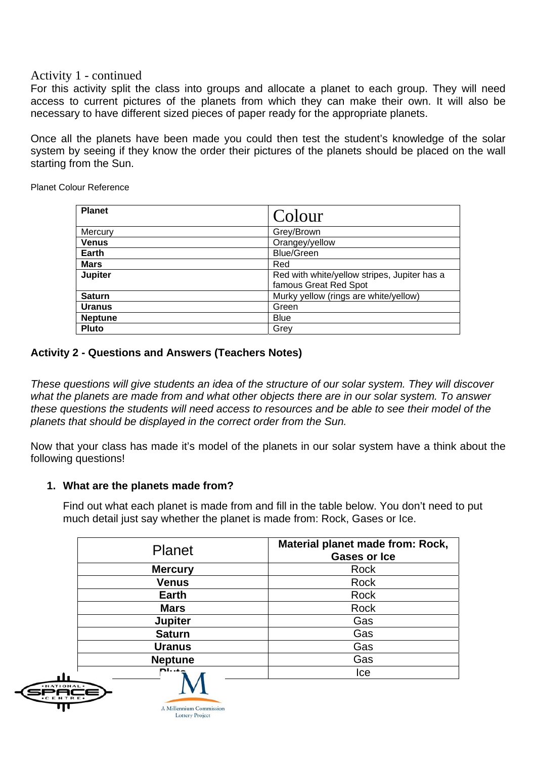## Activity 1 - continued

For this activity split the class into groups and allocate a planet to each group. They will need access to current pictures of the planets from which they can make their own. It will also be necessary to have different sized pieces of paper ready for the appropriate planets.

Once all the planets have been made you could then test the student's knowledge of the solar system by seeing if they know the order their pictures of the planets should be placed on the wall starting from the Sun.

Planet Colour Reference

| Planet | Colour |
|---|---|
| Mercury | Grey/Brown |
| **Venus** | Orangey/yellow |
| **Earth** | Blue/Green |
| **Mars** | Red |
| **Jupiter** | Red with white/yellow stripes, Jupiter has a famous Great Red Spot |
| **Saturn** | Murky yellow (rings are white/yellow) |
| **Uranus** | Green |
| **Neptune** | Blue |
| **Pluto** | Grey |

**Activity 2 - Questions and Answers (Teachers Notes)**

*These questions will give students an idea of the structure of our solar system. They will discover what the planets are made from and what other objects there are in our solar system. To answer these questions the students will need access to resources and be able to see their model of the planets that should be displayed in the correct order from the Sun.*

Now that your class has made it's model of the planets in our solar system have a think about the following questions!

1. **What are the planets made from?**

   Find out what each planet is made from and fill in the table below. You don't need to put much detail just say whether the planet is made from: Rock, Gases or Ice.

| Planet | Material planet made from: Rock, Gases or Ice |
|---|---|
| **Mercury** | Rock |
| **Venus** | Rock |
| **Earth** | Rock |
| **Mars** | Rock |
| **Jupiter** | Gas |
| **Saturn** | Gas |
| **Uranus** | Gas |
| **Neptune** | Gas |
| **Pluto** | Ice |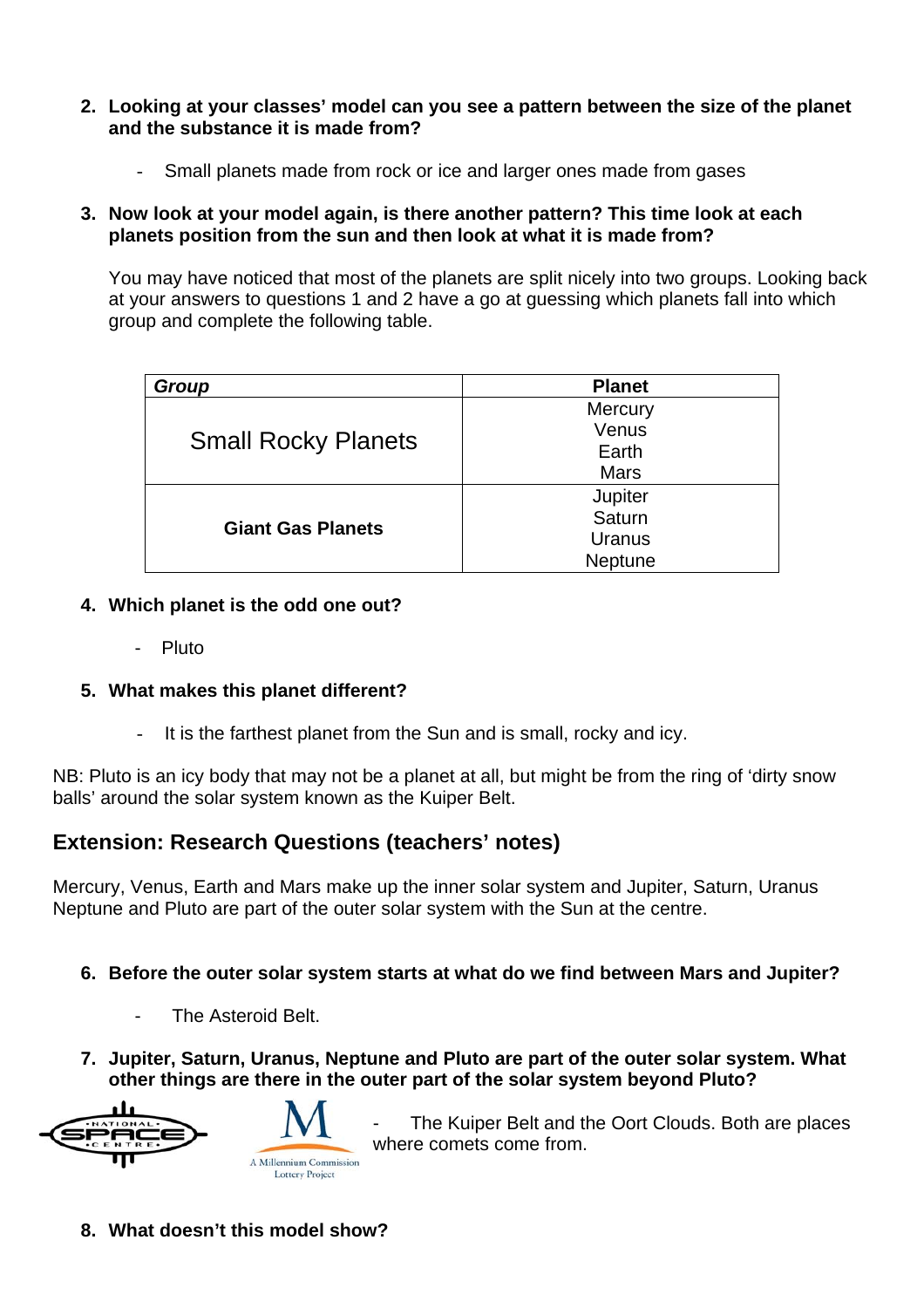2. **Looking at your classes' model can you see a pattern between the size of the planet and the substance it is made from?**

    - Small planets made from rock or ice and larger ones made from gases

3. **Now look at your model again, is there another pattern? This time look at each planets position from the sun and then look at what it is made from?**

    You may have noticed that most of the planets are split nicely into two groups. Looking back at your answers to questions 1 and 2 have a go at guessing which planets fall into which group and complete the following table.

| *Group* | Planet |
|---|---|
| Small Rocky Planets | Mercury<br>Venus<br>Earth<br>Mars |
| **Giant Gas Planets** | Jupiter<br>Saturn<br>Uranus<br>Neptune |

4. **Which planet is the odd one out?**

    - Pluto

5. **What makes this planet different?**

    - It is the farthest planet from the Sun and is small, rocky and icy.

NB: Pluto is an icy body that may not be a planet at all, but might be from the ring of 'dirty snow balls' around the solar system known as the Kuiper Belt.

## Extension: Research Questions (teachers' notes)

Mercury, Venus, Earth and Mars make up the inner solar system and Jupiter, Saturn, Uranus Neptune and Pluto are part of the outer solar system with the Sun at the centre.

6. **Before the outer solar system starts at what do we find between Mars and Jupiter?**

    - The Asteroid Belt.

7. **Jupiter, Saturn, Uranus, Neptune and Pluto are part of the outer solar system. What other things are there in the outer part of the solar system beyond Pluto?**

    - The Kuiper Belt and the Oort Clouds. Both are places where comets come from.

8. **What doesn't this model show?**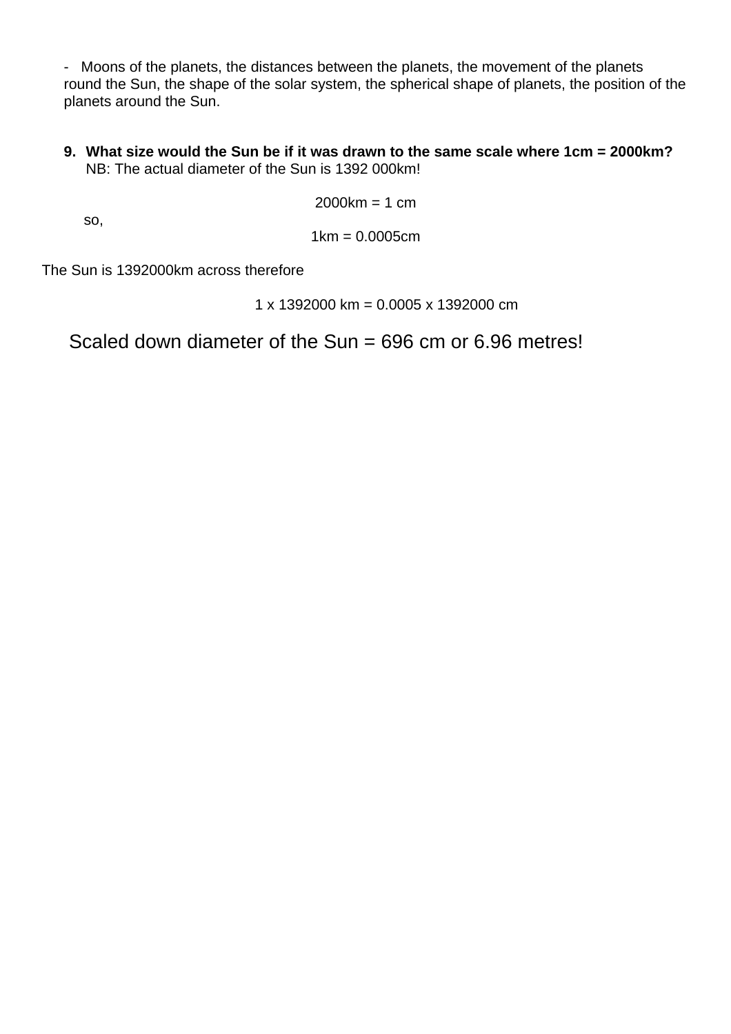- Moons of the planets, the distances between the planets, the movement of the planets round the Sun, the shape of the solar system, the spherical shape of planets, the position of the planets around the Sun.

9. **What size would the Sun be if it was drawn to the same scale where 1cm = 2000km?**
   NB: The actual diameter of the Sun is 1392 000km!

2000km = 1 cm

so,

1km = 0.0005cm

The Sun is 1392000km across therefore

1 x 1392000 km = 0.0005 x 1392000 cm

Scaled down diameter of the Sun = 696 cm or 6.96 metres!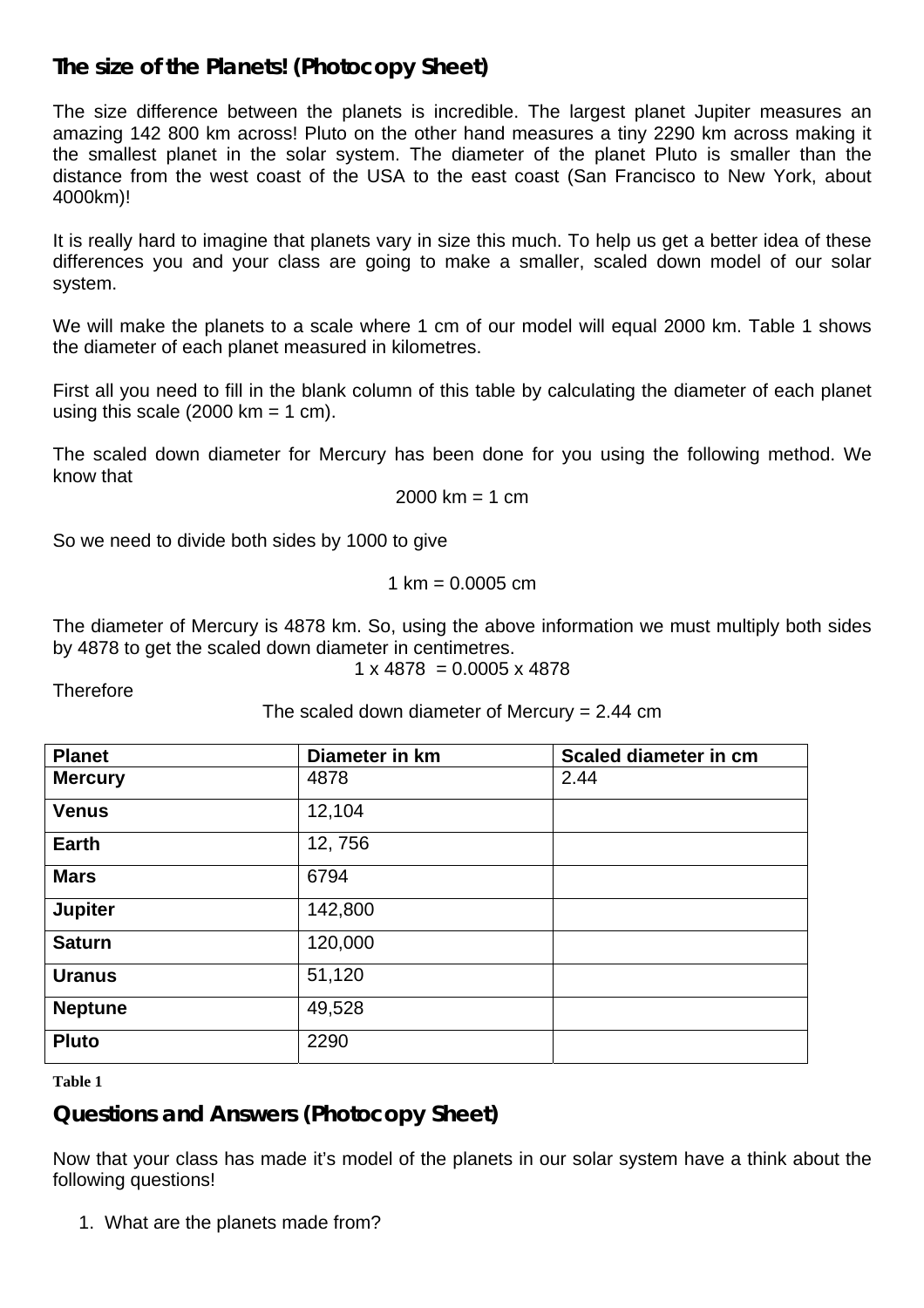## The size of the Planets! (Photocopy Sheet)

The size difference between the planets is incredible. The largest planet Jupiter measures an amazing 142 800 km across! Pluto on the other hand measures a tiny 2290 km across making it the smallest planet in the solar system. The diameter of the planet Pluto is smaller than the distance from the west coast of the USA to the east coast (San Francisco to New York, about 4000km)!

It is really hard to imagine that planets vary in size this much. To help us get a better idea of these differences you and your class are going to make a smaller, scaled down model of our solar system.

We will make the planets to a scale where 1 cm of our model will equal 2000 km. Table 1 shows the diameter of each planet measured in kilometres.

First all you need to fill in the blank column of this table by calculating the diameter of each planet using this scale (2000 km = 1 cm).

The scaled down diameter for Mercury has been done for you using the following method. We know that

$$2000 \text{ km} = 1 \text{ cm}$$

So we need to divide both sides by 1000 to give

$$1 \text{ km} = 0.0005 \text{ cm}$$

The diameter of Mercury is 4878 km. So, using the above information we must multiply both sides by 4878 to get the scaled down diameter in centimetres.

$$1 \times 4878 = 0.0005 \times 4878$$

Therefore

$$\text{The scaled down diameter of Mercury} = 2.44 \text{ cm}$$

| Planet | Diameter in km | Scaled diameter in cm |
|---|---|---|
| **Mercury** | 4878 | 2.44 |
| **Venus** | 12,104 | |
| **Earth** | 12, 756 | |
| **Mars** | 6794 | |
| **Jupiter** | 142,800 | |
| **Saturn** | 120,000 | |
| **Uranus** | 51,120 | |
| **Neptune** | 49,528 | |
| **Pluto** | 2290 | |

**Table 1**

## Questions and Answers (Photocopy Sheet)

Now that your class has made it's model of the planets in our solar system have a think about the following questions!

1. What are the planets made from?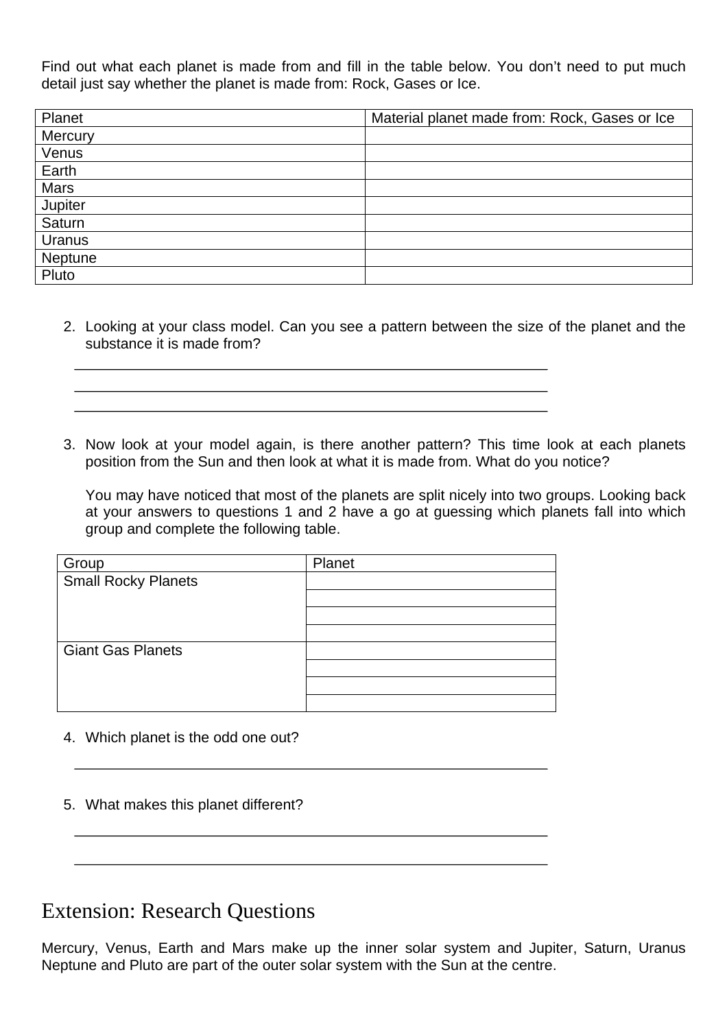Find out what each planet is made from and fill in the table below. You don't need to put much detail just say whether the planet is made from: Rock, Gases or Ice.

| Planet | Material planet made from: Rock, Gases or Ice |
|---|---|
| Mercury | |
| Venus | |
| Earth | |
| Mars | |
| Jupiter | |
| Saturn | |
| Uranus | |
| Neptune | |
| Pluto | |

2. Looking at your class model. Can you see a pattern between the size of the planet and the substance it is made from?

   ______________________________________________________________

   ______________________________________________________________

   ______________________________________________________________

3. Now look at your model again, is there another pattern? This time look at each planets position from the Sun and then look at what it is made from. What do you notice?

   You may have noticed that most of the planets are split nicely into two groups. Looking back at your answers to questions 1 and 2 have a go at guessing which planets fall into which group and complete the following table.

| Group | Planet |
|---|---|
| Small Rocky Planets | |
| | |
| | |
| | |
| Giant Gas Planets | |
| | |
| | |
| | |

4. Which planet is the odd one out?

   ______________________________________________________________

5. What makes this planet different?

   ______________________________________________________________

   ______________________________________________________________

# Extension: Research Questions

Mercury, Venus, Earth and Mars make up the inner solar system and Jupiter, Saturn, Uranus Neptune and Pluto are part of the outer solar system with the Sun at the centre.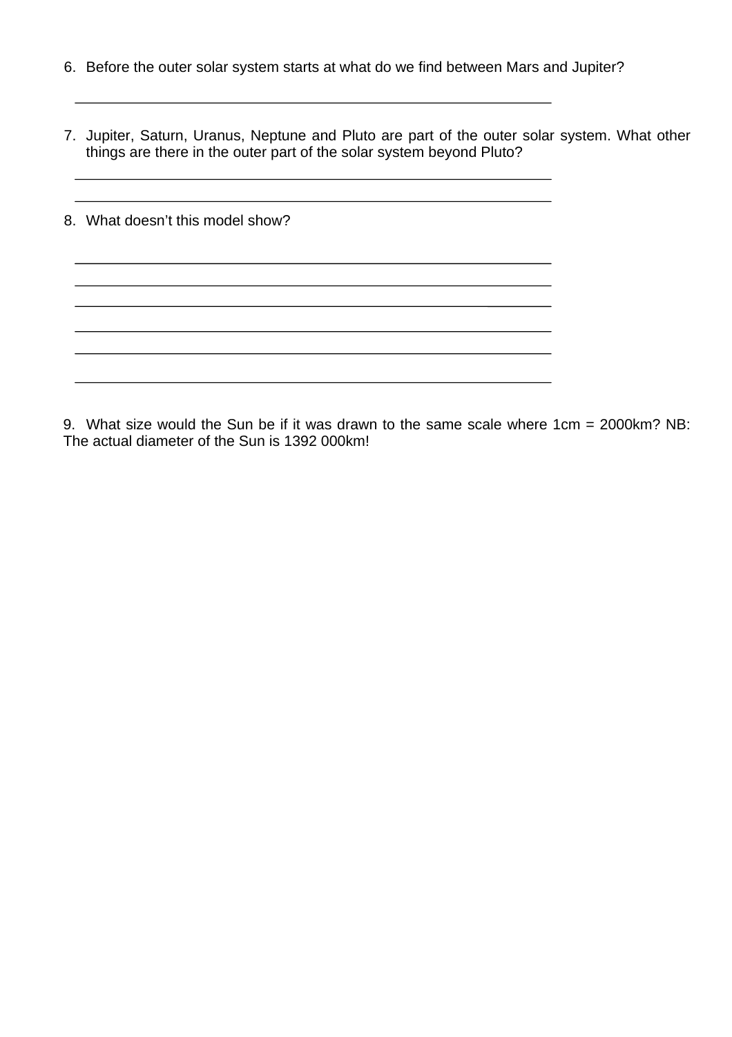6. Before the outer solar system starts at what do we find between Mars and Jupiter?

    ___________________________________________________________

7. Jupiter, Saturn, Uranus, Neptune and Pluto are part of the outer solar system. What other things are there in the outer part of the solar system beyond Pluto?

    ___________________________________________________________

    ___________________________________________________________

8. What doesn't this model show?

    ___________________________________________________________

    ___________________________________________________________

    ___________________________________________________________

    ___________________________________________________________

    ___________________________________________________________

    ___________________________________________________________

9. What size would the Sun be if it was drawn to the same scale where 1cm = 2000km? NB: The actual diameter of the Sun is 1392 000km!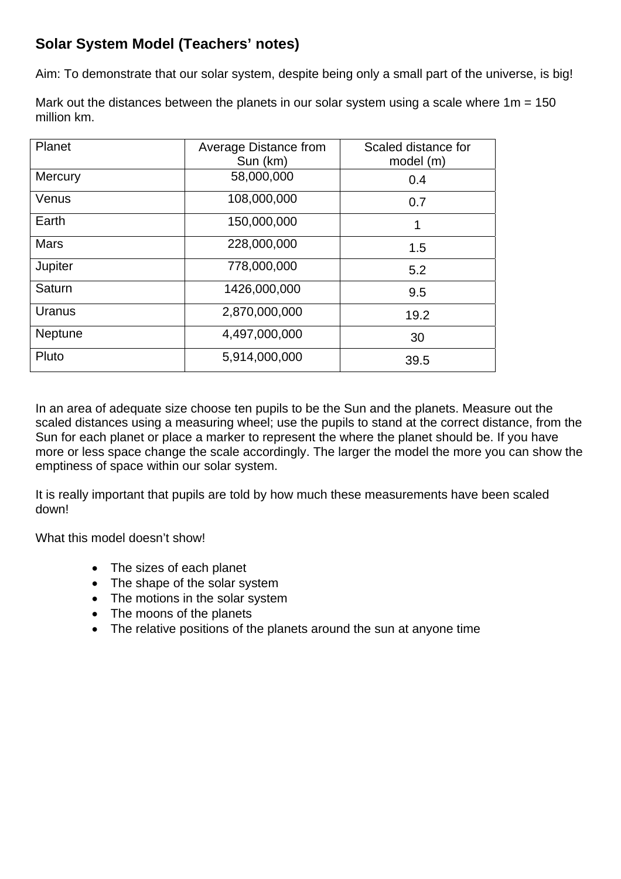## Solar System Model (Teachers' notes)

Aim: To demonstrate that our solar system, despite being only a small part of the universe, is big!

Mark out the distances between the planets in our solar system using a scale where 1m = 150 million km.

| Planet | Average Distance from Sun (km) | Scaled distance for model (m) |
|---|---|---|
| Mercury | 58,000,000 | 0.4 |
| Venus | 108,000,000 | 0.7 |
| Earth | 150,000,000 | 1 |
| Mars | 228,000,000 | 1.5 |
| Jupiter | 778,000,000 | 5.2 |
| Saturn | 1426,000,000 | 9.5 |
| Uranus | 2,870,000,000 | 19.2 |
| Neptune | 4,497,000,000 | 30 |
| Pluto | 5,914,000,000 | 39.5 |

In an area of adequate size choose ten pupils to be the Sun and the planets. Measure out the scaled distances using a measuring wheel; use the pupils to stand at the correct distance, from the Sun for each planet or place a marker to represent the where the planet should be. If you have more or less space change the scale accordingly. The larger the model the more you can show the emptiness of space within our solar system.

It is really important that pupils are told by how much these measurements have been scaled down!

What this model doesn't show!

- The sizes of each planet
- The shape of the solar system
- The motions in the solar system
- The moons of the planets
- The relative positions of the planets around the sun at anyone time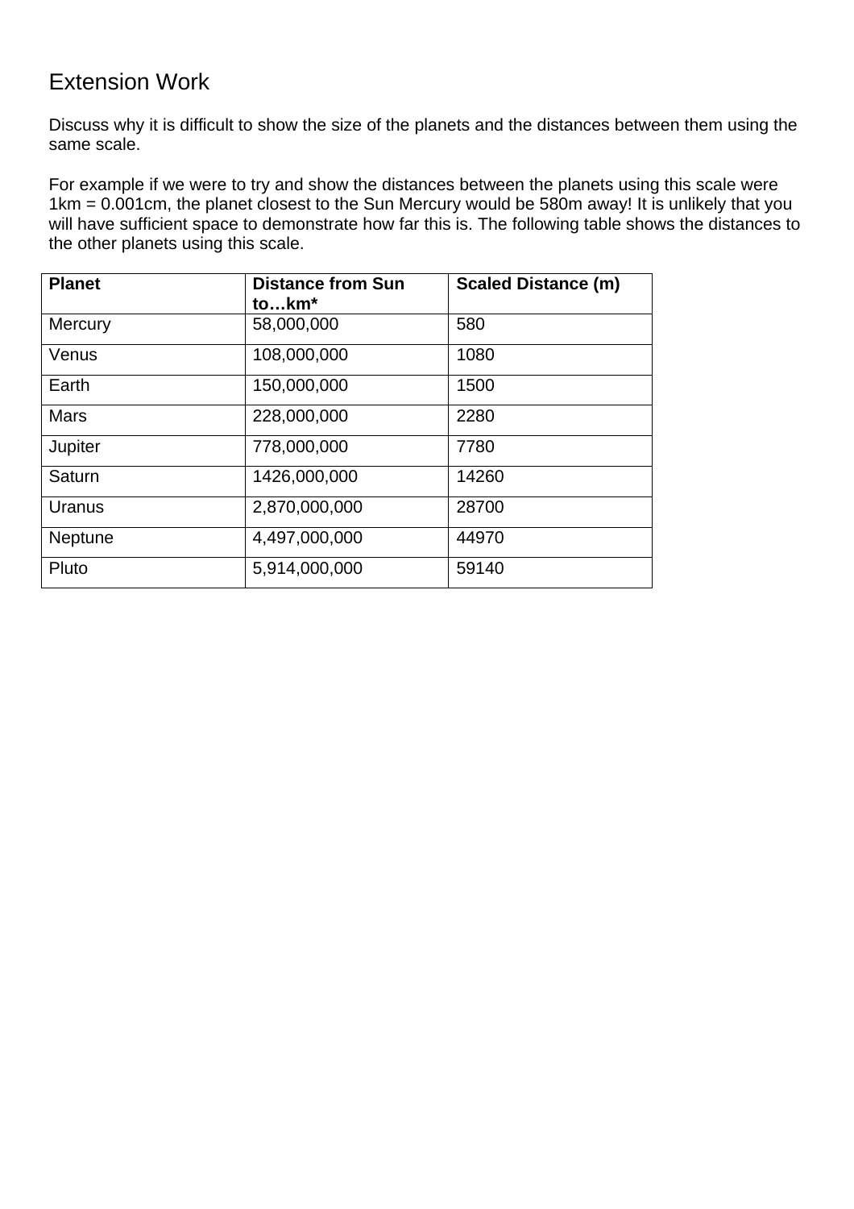## Extension Work

Discuss why it is difficult to show the size of the planets and the distances between them using the same scale.

For example if we were to try and show the distances between the planets using this scale were 1km = 0.001cm, the planet closest to the Sun Mercury would be 580m away! It is unlikely that you will have sufficient space to demonstrate how far this is. The following table shows the distances to the other planets using this scale.

| **Planet** | **Distance from Sun to…km*** | **Scaled Distance (m)** |
|---|---|---|
| Mercury | 58,000,000 | 580 |
| Venus | 108,000,000 | 1080 |
| Earth | 150,000,000 | 1500 |
| Mars | 228,000,000 | 2280 |
| Jupiter | 778,000,000 | 7780 |
| Saturn | 1426,000,000 | 14260 |
| Uranus | 2,870,000,000 | 28700 |
| Neptune | 4,497,000,000 | 44970 |
| Pluto | 5,914,000,000 | 59140 |